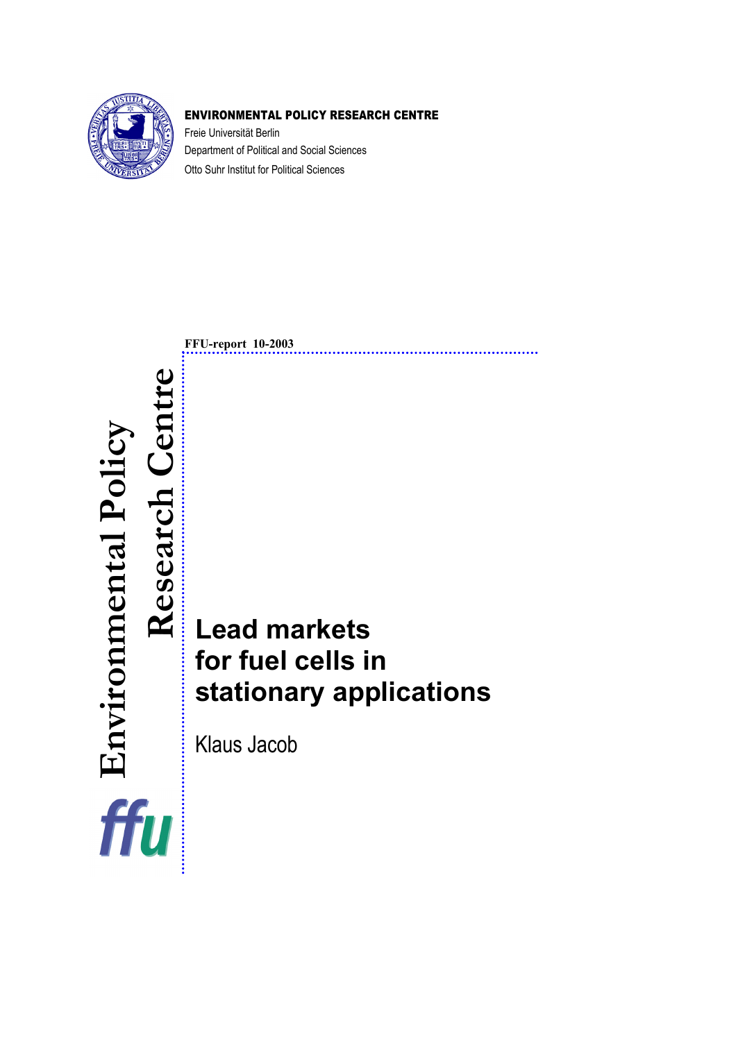**ENVIRONMENTAL POLICY RESEARCH CENTRE**

Freie Universität Berlin

Department of Political and Social Sciences

Otto Suhr Institut for Political Sciences

Environmental Policy Research Centre

ffu

**FFU-report 10-2003**

# Lead markets for fuel cells in stationary applications

Klaus Jacob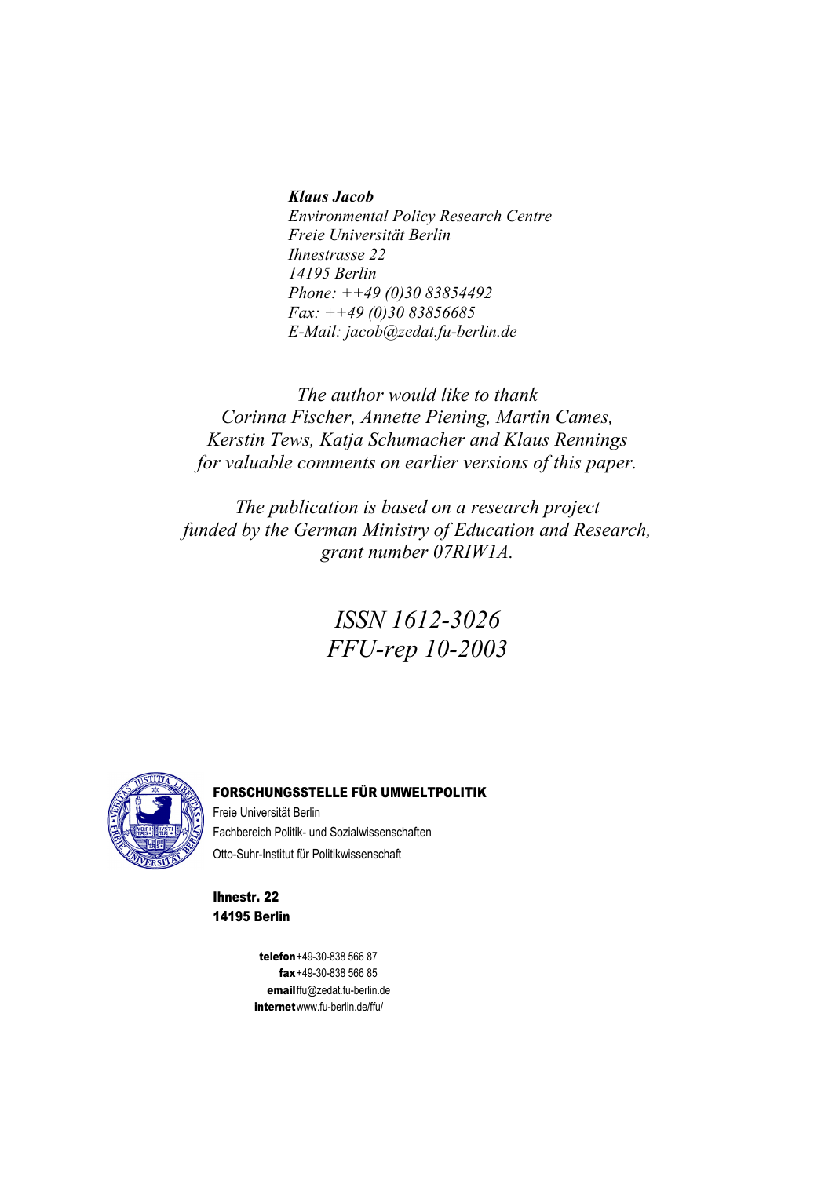***Klaus Jacob***
*Environmental Policy Research Centre*
*Freie Universität Berlin*
*Ihnestrasse 22*
*14195 Berlin*
*Phone: ++49 (0)30 83854492*
*Fax: ++49 (0)30 83856685*
*E-Mail: jacob@zedat.fu-berlin.de*

*The author would like to thank*
*Corinna Fischer, Annette Piening, Martin Cames,*
*Kerstin Tews, Katja Schumacher and Klaus Rennings*
*for valuable comments on earlier versions of this paper.*

*The publication is based on a research project*
*funded by the German Ministry of Education and Research,*
*grant number 07RIW1A.*

*ISSN 1612-3026*
*FFU-rep 10-2003*

**FORSCHUNGSSTELLE FÜR UMWELTPOLITIK**
Freie Universität Berlin
Fachbereich Politik- und Sozialwissenschaften
Otto-Suhr-Institut für Politikwissenschaft

**Ihnestr. 22**
**14195 Berlin**

**telefon** +49-30-838 566 87
**fax** +49-30-838 566 85
**email** ffu@zedat.fu-berlin.de
**internet** www.fu-berlin.de/ffu/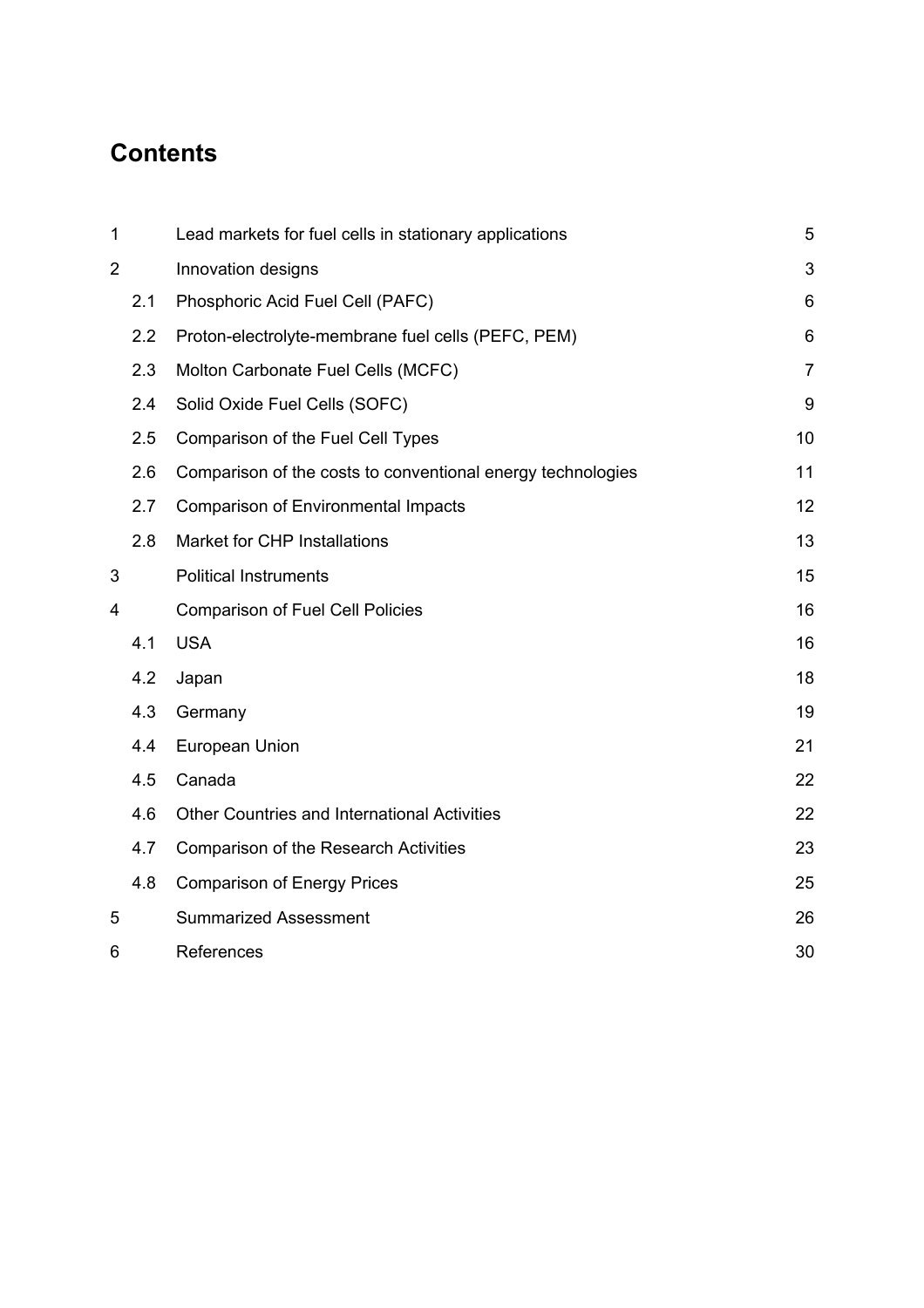# Contents

| | | | |
|---|---|---|---|
| 1 | | Lead markets for fuel cells in stationary applications | 5 |
| 2 | | Innovation designs | 3 |
| | 2.1 | Phosphoric Acid Fuel Cell (PAFC) | 6 |
| | 2.2 | Proton-electrolyte-membrane fuel cells (PEFC, PEM) | 6 |
| | 2.3 | Molton Carbonate Fuel Cells (MCFC) | 7 |
| | 2.4 | Solid Oxide Fuel Cells (SOFC) | 9 |
| | 2.5 | Comparison of the Fuel Cell Types | 10 |
| | 2.6 | Comparison of the costs to conventional energy technologies | 11 |
| | 2.7 | Comparison of Environmental Impacts | 12 |
| | 2.8 | Market for CHP Installations | 13 |
| 3 | | Political Instruments | 15 |
| 4 | | Comparison of Fuel Cell Policies | 16 |
| | 4.1 | USA | 16 |
| | 4.2 | Japan | 18 |
| | 4.3 | Germany | 19 |
| | 4.4 | European Union | 21 |
| | 4.5 | Canada | 22 |
| | 4.6 | Other Countries and International Activities | 22 |
| | 4.7 | Comparison of the Research Activities | 23 |
| | 4.8 | Comparison of Energy Prices | 25 |
| 5 | | Summarized Assessment | 26 |
| 6 | | References | 30 |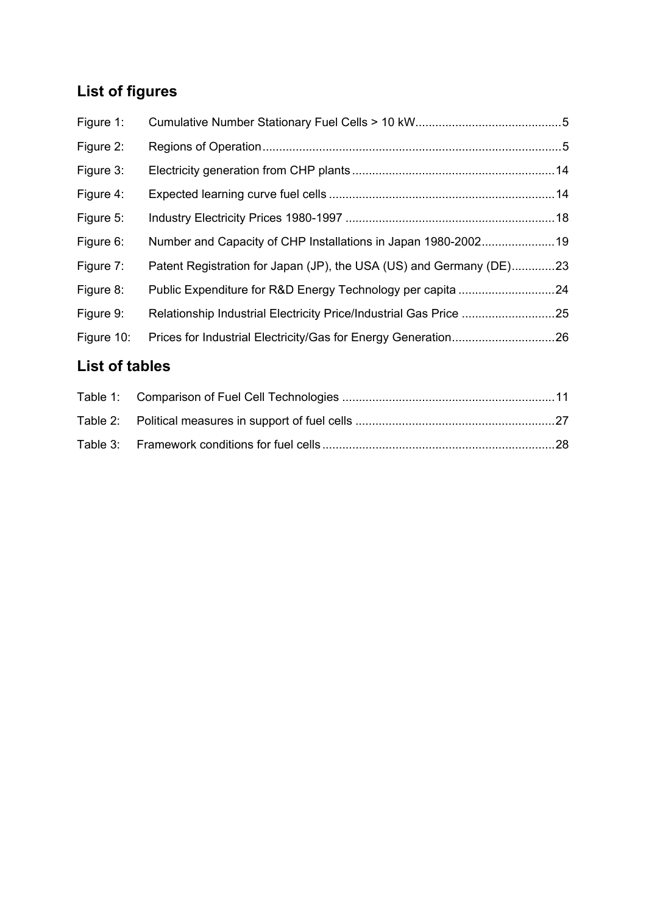## List of figures

Figure 1: Cumulative Number Stationary Fuel Cells > 10 kW ............................................5

Figure 2: Regions of Operation ..........................................................................................5

Figure 3: Electricity generation from CHP plants ............................................................14

Figure 4: Expected learning curve fuel cells ...................................................................14

Figure 5: Industry Electricity Prices 1980-1997 ..............................................................18

Figure 6: Number and Capacity of CHP Installations in Japan 1980-2002......................19

Figure 7: Patent Registration for Japan (JP), the USA (US) and Germany (DE).............23

Figure 8: Public Expenditure for R&D Energy Technology per capita .............................24

Figure 9: Relationship Industrial Electricity Price/Industrial Gas Price ............................25

Figure 10: Prices for Industrial Electricity/Gas for Energy Generation...............................26

## List of tables

Table 1: Comparison of Fuel Cell Technologies ...............................................................11

Table 2: Political measures in support of fuel cells ...........................................................27

Table 3: Framework conditions for fuel cells .....................................................................28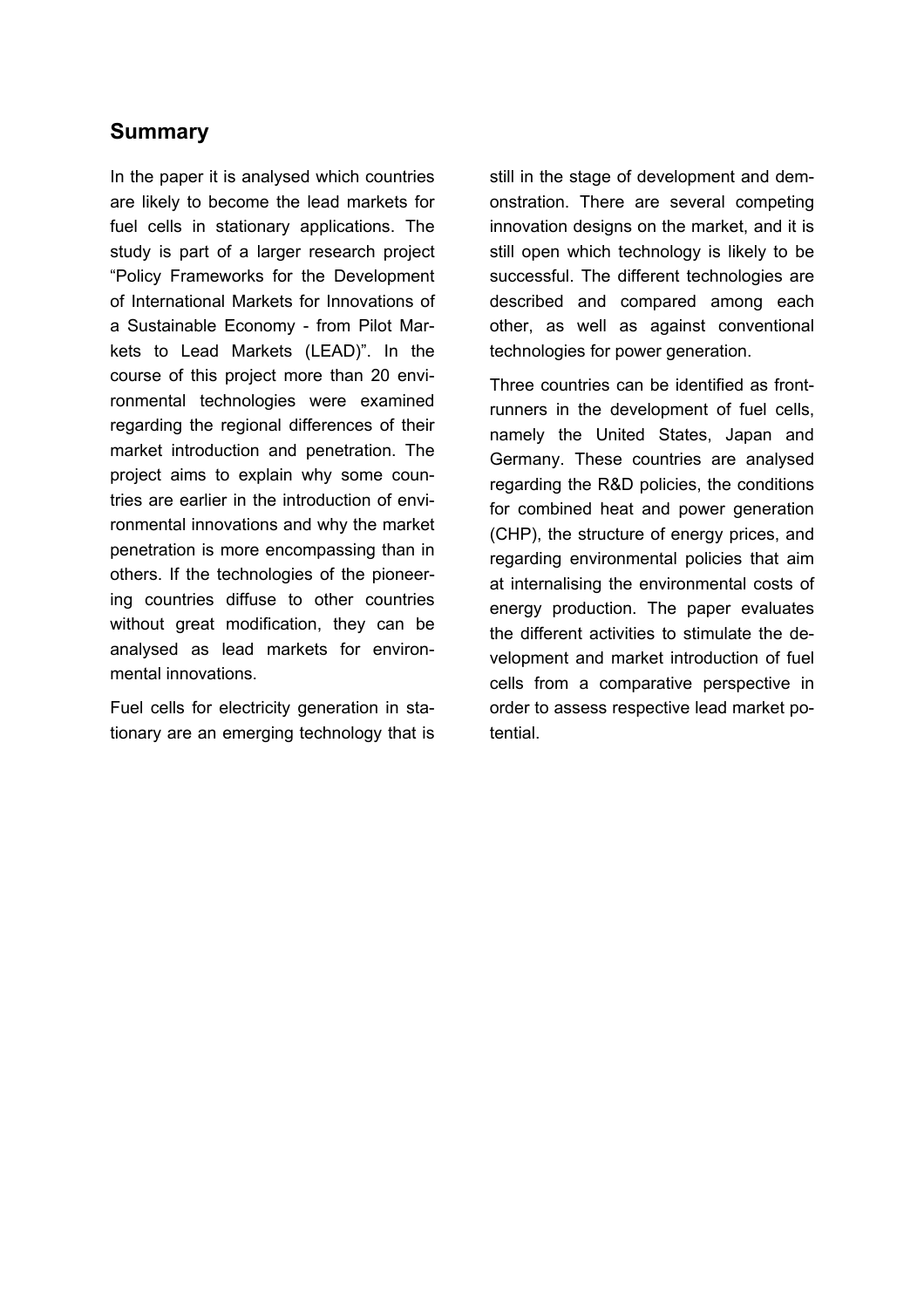## Summary

In the paper it is analysed which countries are likely to become the lead markets for fuel cells in stationary applications. The study is part of a larger research project "Policy Frameworks for the Development of International Markets for Innovations of a Sustainable Economy - from Pilot Markets to Lead Markets (LEAD)". In the course of this project more than 20 environmental technologies were examined regarding the regional differences of their market introduction and penetration. The project aims to explain why some countries are earlier in the introduction of environmental innovations and why the market penetration is more encompassing than in others. If the technologies of the pioneering countries diffuse to other countries without great modification, they can be analysed as lead markets for environmental innovations.

Fuel cells for electricity generation in stationary are an emerging technology that is still in the stage of development and demonstration. There are several competing innovation designs on the market, and it is still open which technology is likely to be successful. The different technologies are described and compared among each other, as well as against conventional technologies for power generation.

Three countries can be identified as frontrunners in the development of fuel cells, namely the United States, Japan and Germany. These countries are analysed regarding the R&D policies, the conditions for combined heat and power generation (CHP), the structure of energy prices, and regarding environmental policies that aim at internalising the environmental costs of energy production. The paper evaluates the different activities to stimulate the development and market introduction of fuel cells from a comparative perspective in order to assess respective lead market potential.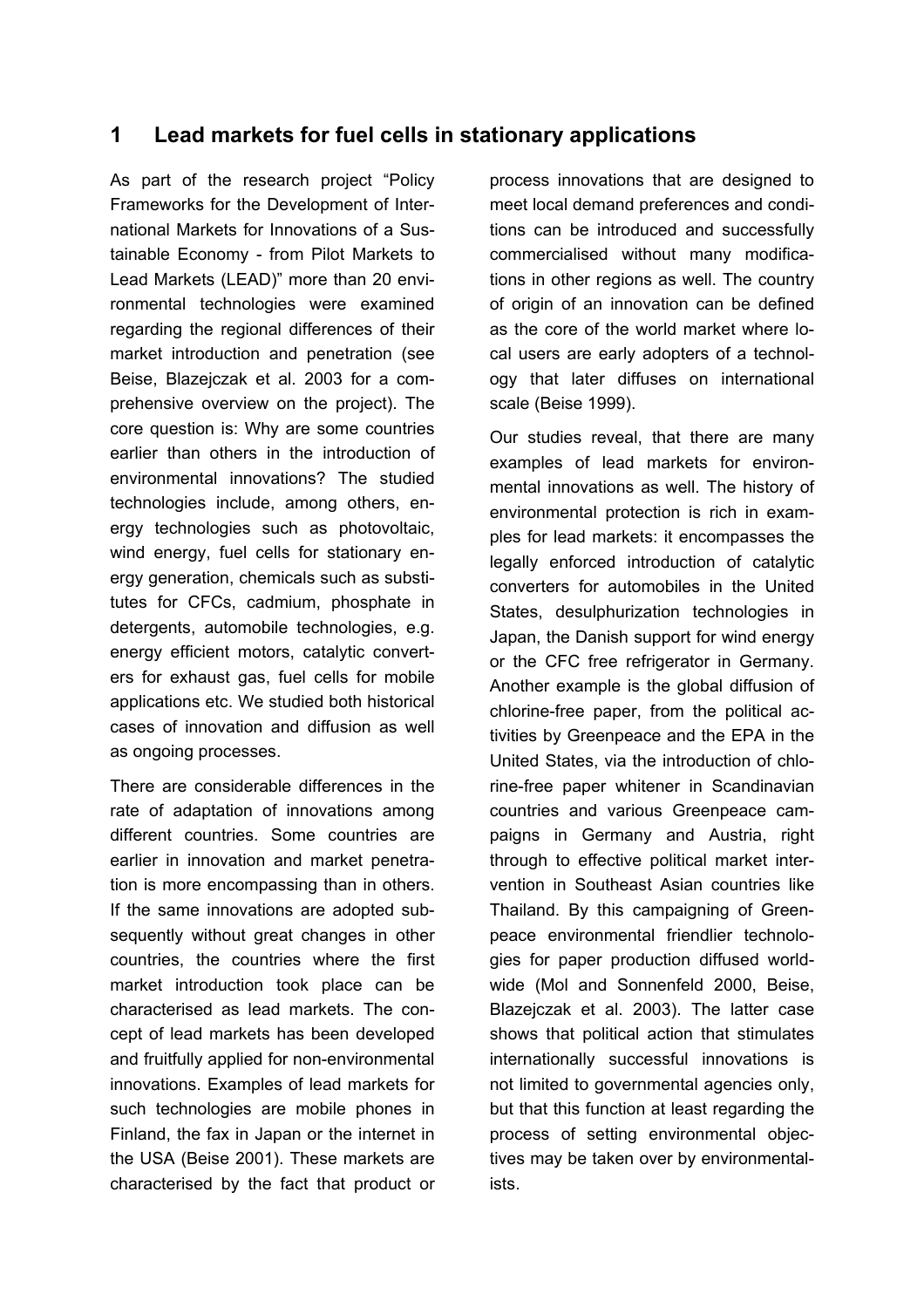# 1 Lead markets for fuel cells in stationary applications

As part of the research project "Policy Frameworks for the Development of International Markets for Innovations of a Sustainable Economy - from Pilot Markets to Lead Markets (LEAD)" more than 20 environmental technologies were examined regarding the regional differences of their market introduction and penetration (see Beise, Blazejczak et al. 2003 for a comprehensive overview on the project). The core question is: Why are some countries earlier than others in the introduction of environmental innovations? The studied technologies include, among others, energy technologies such as photovoltaic, wind energy, fuel cells for stationary energy generation, chemicals such as substitutes for CFCs, cadmium, phosphate in detergents, automobile technologies, e.g. energy efficient motors, catalytic converters for exhaust gas, fuel cells for mobile applications etc. We studied both historical cases of innovation and diffusion as well as ongoing processes.

There are considerable differences in the rate of adaptation of innovations among different countries. Some countries are earlier in innovation and market penetration is more encompassing than in others. If the same innovations are adopted subsequently without great changes in other countries, the countries where the first market introduction took place can be characterised as lead markets. The concept of lead markets has been developed and fruitfully applied for non-environmental innovations. Examples of lead markets for such technologies are mobile phones in Finland, the fax in Japan or the internet in the USA (Beise 2001). These markets are characterised by the fact that product or process innovations that are designed to meet local demand preferences and conditions can be introduced and successfully commercialised without many modifications in other regions as well. The country of origin of an innovation can be defined as the core of the world market where local users are early adopters of a technology that later diffuses on international scale (Beise 1999).

Our studies reveal, that there are many examples of lead markets for environmental innovations as well. The history of environmental protection is rich in examples for lead markets: it encompasses the legally enforced introduction of catalytic converters for automobiles in the United States, desulphurization technologies in Japan, the Danish support for wind energy or the CFC free refrigerator in Germany. Another example is the global diffusion of chlorine-free paper, from the political activities by Greenpeace and the EPA in the United States, via the introduction of chlorine-free paper whitener in Scandinavian countries and various Greenpeace campaigns in Germany and Austria, right through to effective political market intervention in Southeast Asian countries like Thailand. By this campaigning of Greenpeace environmental friendlier technologies for paper production diffused worldwide (Mol and Sonnenfeld 2000, Beise, Blazejczak et al. 2003). The latter case shows that political action that stimulates internationally successful innovations is not limited to governmental agencies only, but that this function at least regarding the process of setting environmental objectives may be taken over by environmentalists.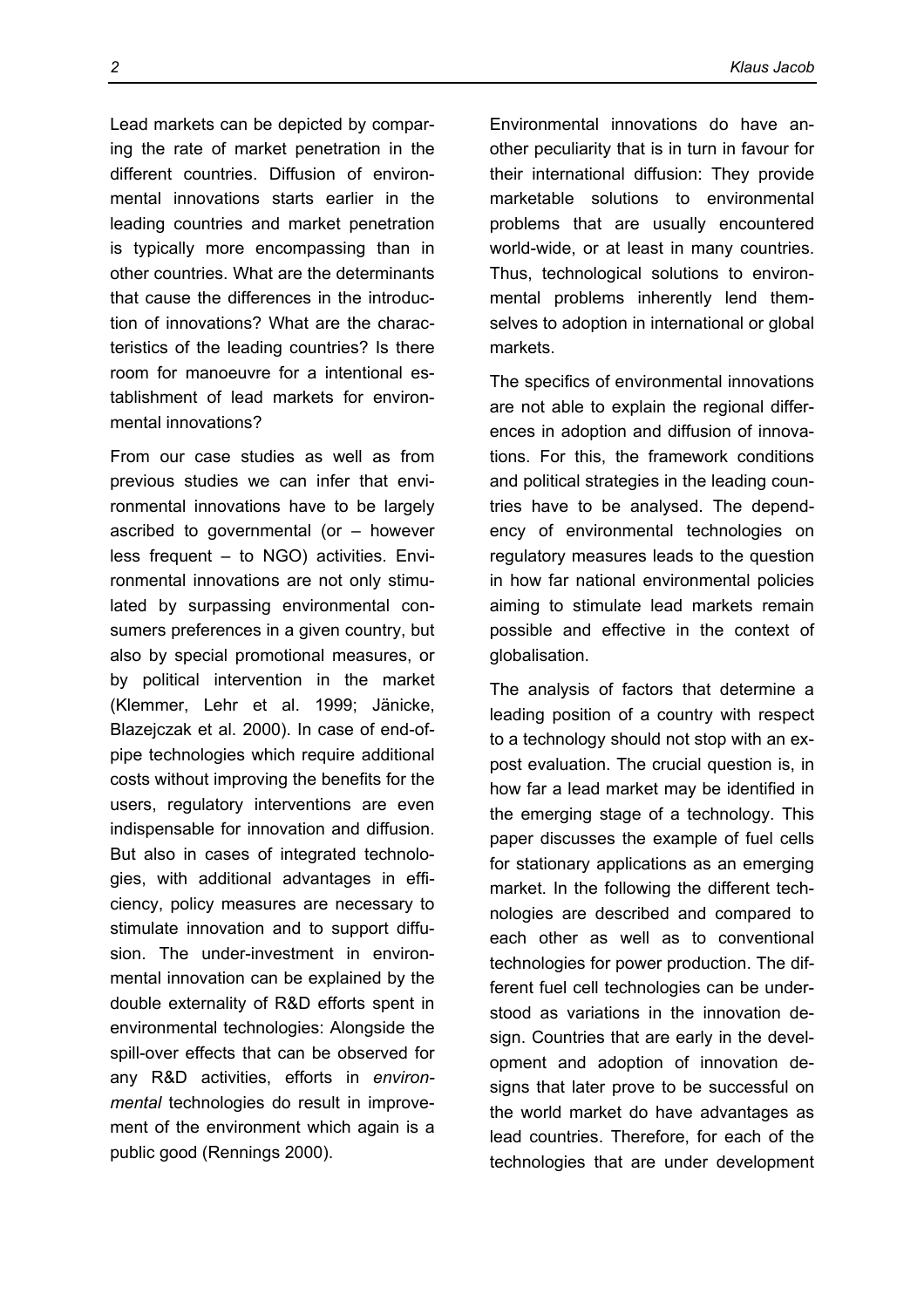Lead markets can be depicted by comparing the rate of market penetration in the different countries. Diffusion of environmental innovations starts earlier in the leading countries and market penetration is typically more encompassing than in other countries. What are the determinants that cause the differences in the introduction of innovations? What are the characteristics of the leading countries? Is there room for manoeuvre for a intentional establishment of lead markets for environmental innovations?

From our case studies as well as from previous studies we can infer that environmental innovations have to be largely ascribed to governmental (or – however less frequent – to NGO) activities. Environmental innovations are not only stimulated by surpassing environmental consumers preferences in a given country, but also by special promotional measures, or by political intervention in the market (Klemmer, Lehr et al. 1999; Jänicke, Blazejczak et al. 2000). In case of end-of-pipe technologies which require additional costs without improving the benefits for the users, regulatory interventions are even indispensable for innovation and diffusion. But also in cases of integrated technologies, with additional advantages in efficiency, policy measures are necessary to stimulate innovation and to support diffusion. The under-investment in environmental innovation can be explained by the double externality of R&D efforts spent in environmental technologies: Alongside the spill-over effects that can be observed for any R&D activities, efforts in *environmental* technologies do result in improvement of the environment which again is a public good (Rennings 2000).

Environmental innovations do have another peculiarity that is in turn in favour for their international diffusion: They provide marketable solutions to environmental problems that are usually encountered world-wide, or at least in many countries. Thus, technological solutions to environmental problems inherently lend themselves to adoption in international or global markets.

The specifics of environmental innovations are not able to explain the regional differences in adoption and diffusion of innovations. For this, the framework conditions and political strategies in the leading countries have to be analysed. The dependency of environmental technologies on regulatory measures leads to the question in how far national environmental policies aiming to stimulate lead markets remain possible and effective in the context of globalisation.

The analysis of factors that determine a leading position of a country with respect to a technology should not stop with an ex-post evaluation. The crucial question is, in how far a lead market may be identified in the emerging stage of a technology. This paper discusses the example of fuel cells for stationary applications as an emerging market. In the following the different technologies are described and compared to each other as well as to conventional technologies for power production. The different fuel cell technologies can be understood as variations in the innovation design. Countries that are early in the development and adoption of innovation designs that later prove to be successful on the world market do have advantages as lead countries. Therefore, for each of the technologies that are under development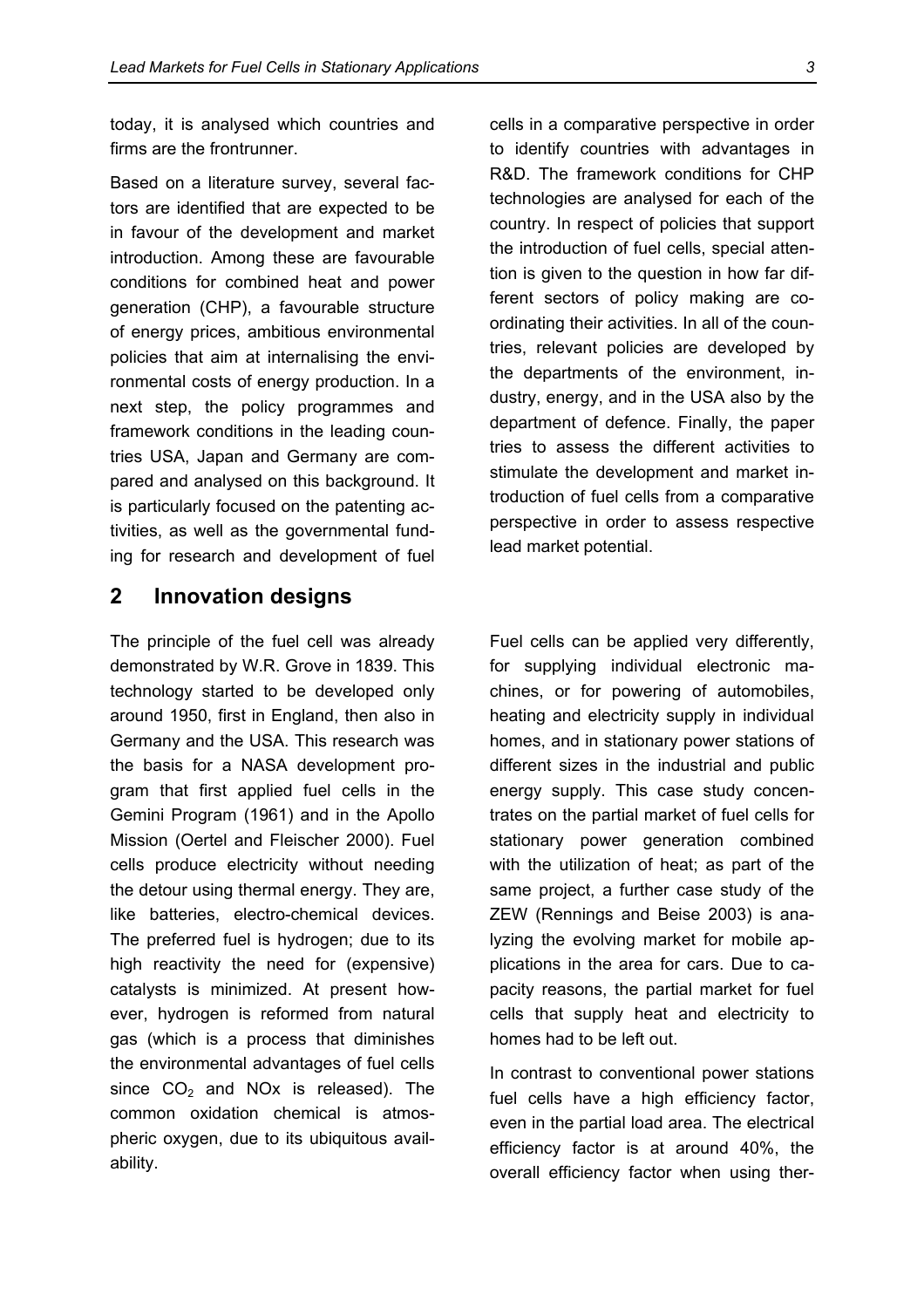today, it is analysed which countries and firms are the frontrunner.

Based on a literature survey, several factors are identified that are expected to be in favour of the development and market introduction. Among these are favourable conditions for combined heat and power generation (CHP), a favourable structure of energy prices, ambitious environmental policies that aim at internalising the environmental costs of energy production. In a next step, the policy programmes and framework conditions in the leading countries USA, Japan and Germany are compared and analysed on this background. It is particularly focused on the patenting activities, as well as the governmental funding for research and development of fuel cells in a comparative perspective in order to identify countries with advantages in R&D. The framework conditions for CHP technologies are analysed for each of the country. In respect of policies that support the introduction of fuel cells, special attention is given to the question in how far different sectors of policy making are coordinating their activities. In all of the countries, relevant policies are developed by the departments of the environment, industry, energy, and in the USA also by the department of defence. Finally, the paper tries to assess the different activities to stimulate the development and market introduction of fuel cells from a comparative perspective in order to assess respective lead market potential.

## 2 Innovation designs

The principle of the fuel cell was already demonstrated by W.R. Grove in 1839. This technology started to be developed only around 1950, first in England, then also in Germany and the USA. This research was the basis for a NASA development program that first applied fuel cells in the Gemini Program (1961) and in the Apollo Mission (Oertel and Fleischer 2000). Fuel cells produce electricity without needing the detour using thermal energy. They are, like batteries, electro-chemical devices. The preferred fuel is hydrogen; due to its high reactivity the need for (expensive) catalysts is minimized. At present however, hydrogen is reformed from natural gas (which is a process that diminishes the environmental advantages of fuel cells since $CO_2$ and NOx is released). The common oxidation chemical is atmospheric oxygen, due to its ubiquitous availability.

Fuel cells can be applied very differently, for supplying individual electronic machines, or for powering of automobiles, heating and electricity supply in individual homes, and in stationary power stations of different sizes in the industrial and public energy supply. This case study concentrates on the partial market of fuel cells for stationary power generation combined with the utilization of heat; as part of the same project, a further case study of the ZEW (Rennings and Beise 2003) is analyzing the evolving market for mobile applications in the area for cars. Due to capacity reasons, the partial market for fuel cells that supply heat and electricity to homes had to be left out.

In contrast to conventional power stations fuel cells have a high efficiency factor, even in the partial load area. The electrical efficiency factor is at around 40%, the overall efficiency factor when using ther-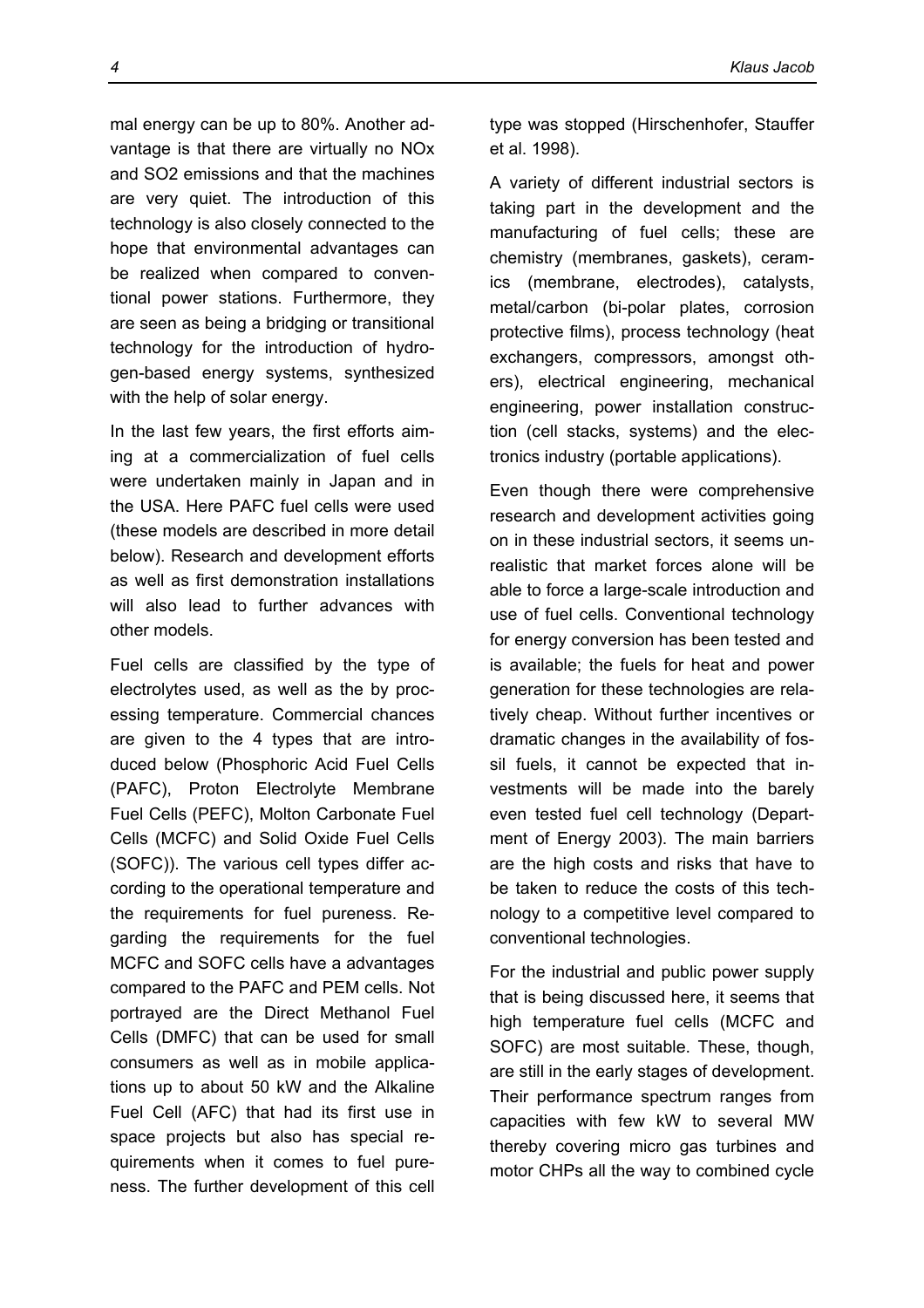mal energy can be up to 80%. Another advantage is that there are virtually no NOx and SO2 emissions and that the machines are very quiet. The introduction of this technology is also closely connected to the hope that environmental advantages can be realized when compared to conventional power stations. Furthermore, they are seen as being a bridging or transitional technology for the introduction of hydrogen-based energy systems, synthesized with the help of solar energy.

In the last few years, the first efforts aiming at a commercialization of fuel cells were undertaken mainly in Japan and in the USA. Here PAFC fuel cells were used (these models are described in more detail below). Research and development efforts as well as first demonstration installations will also lead to further advances with other models.

Fuel cells are classified by the type of electrolytes used, as well as the by processing temperature. Commercial chances are given to the 4 types that are introduced below (Phosphoric Acid Fuel Cells (PAFC), Proton Electrolyte Membrane Fuel Cells (PEFC), Molton Carbonate Fuel Cells (MCFC) and Solid Oxide Fuel Cells (SOFC)). The various cell types differ according to the operational temperature and the requirements for fuel pureness. Regarding the requirements for the fuel MCFC and SOFC cells have a advantages compared to the PAFC and PEM cells. Not portrayed are the Direct Methanol Fuel Cells (DMFC) that can be used for small consumers as well as in mobile applications up to about 50 kW and the Alkaline Fuel Cell (AFC) that had its first use in space projects but also has special requirements when it comes to fuel pureness. The further development of this cell type was stopped (Hirschenhofer, Stauffer et al. 1998).

A variety of different industrial sectors is taking part in the development and the manufacturing of fuel cells; these are chemistry (membranes, gaskets), ceramics (membrane, electrodes), catalysts, metal/carbon (bi-polar plates, corrosion protective films), process technology (heat exchangers, compressors, amongst others), electrical engineering, mechanical engineering, power installation construction (cell stacks, systems) and the electronics industry (portable applications).

Even though there were comprehensive research and development activities going on in these industrial sectors, it seems unrealistic that market forces alone will be able to force a large-scale introduction and use of fuel cells. Conventional technology for energy conversion has been tested and is available; the fuels for heat and power generation for these technologies are relatively cheap. Without further incentives or dramatic changes in the availability of fossil fuels, it cannot be expected that investments will be made into the barely even tested fuel cell technology (Department of Energy 2003). The main barriers are the high costs and risks that have to be taken to reduce the costs of this technology to a competitive level compared to conventional technologies.

For the industrial and public power supply that is being discussed here, it seems that high temperature fuel cells (MCFC and SOFC) are most suitable. These, though, are still in the early stages of development. Their performance spectrum ranges from capacities with few kW to several MW thereby covering micro gas turbines and motor CHPs all the way to combined cycle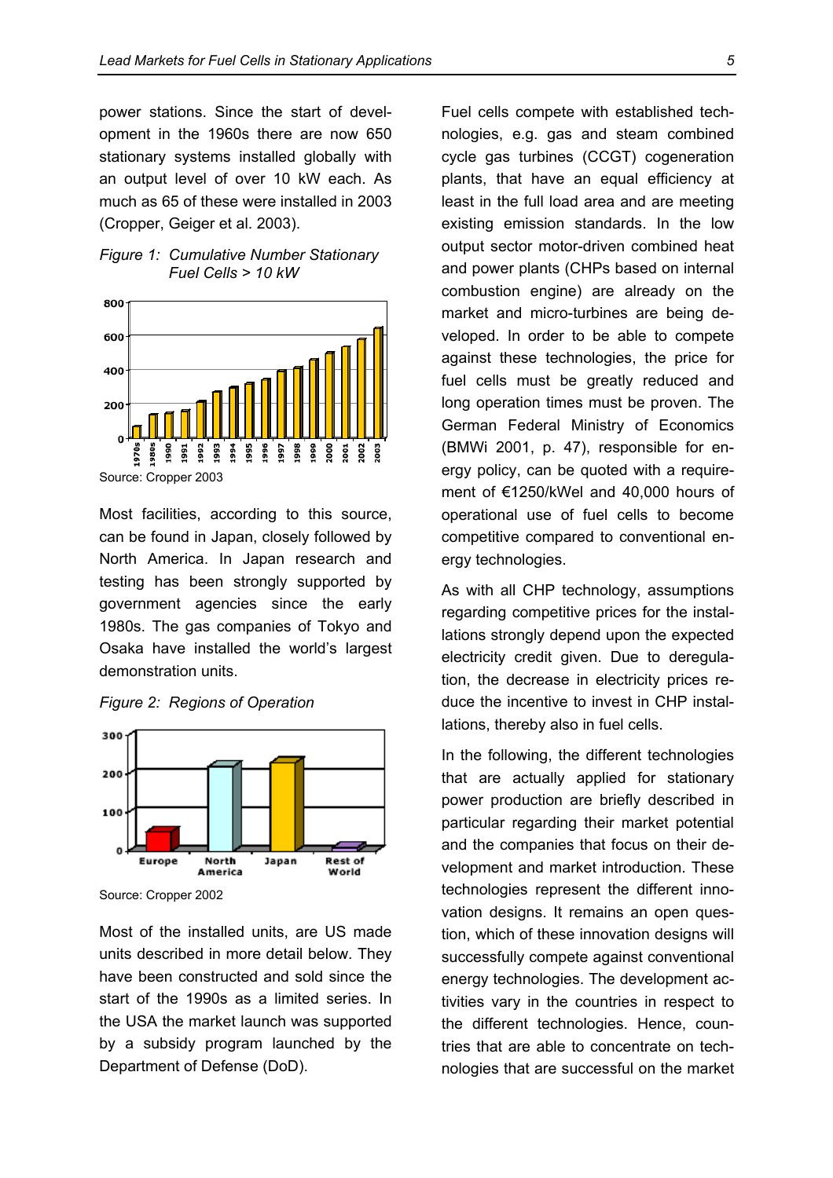power stations. Since the start of development in the 1960s there are now 650 stationary systems installed globally with an output level of over 10 kW each. As much as 65 of these were installed in 2003 (Cropper, Geiger et al. 2003).

*Figure 1: Cumulative Number Stationary Fuel Cells > 10 kW*

Source: Cropper 2003

Most facilities, according to this source, can be found in Japan, closely followed by North America. In Japan research and testing has been strongly supported by government agencies since the early 1980s. The gas companies of Tokyo and Osaka have installed the world's largest demonstration units.

*Figure 2: Regions of Operation*

Source: Cropper 2002

Most of the installed units, are US made units described in more detail below. They have been constructed and sold since the start of the 1990s as a limited series. In the USA the market launch was supported by a subsidy program launched by the Department of Defense (DoD).

Fuel cells compete with established technologies, e.g. gas and steam combined cycle gas turbines (CCGT) cogeneration plants, that have an equal efficiency at least in the full load area and are meeting existing emission standards. In the low output sector motor-driven combined heat and power plants (CHPs based on internal combustion engine) are already on the market and micro-turbines are being developed. In order to be able to compete against these technologies, the price for fuel cells must be greatly reduced and long operation times must be proven. The German Federal Ministry of Economics (BMWi 2001, p. 47), responsible for energy policy, can be quoted with a requirement of €1250/kWel and 40,000 hours of operational use of fuel cells to become competitive compared to conventional energy technologies.

As with all CHP technology, assumptions regarding competitive prices for the installations strongly depend upon the expected electricity credit given. Due to deregulation, the decrease in electricity prices reduce the incentive to invest in CHP installations, thereby also in fuel cells.

In the following, the different technologies that are actually applied for stationary power production are briefly described in particular regarding their market potential and the companies that focus on their development and market introduction. These technologies represent the different innovation designs. It remains an open question, which of these innovation designs will successfully compete against conventional energy technologies. The development activities vary in the countries in respect to the different technologies. Hence, countries that are able to concentrate on technologies that are successful on the market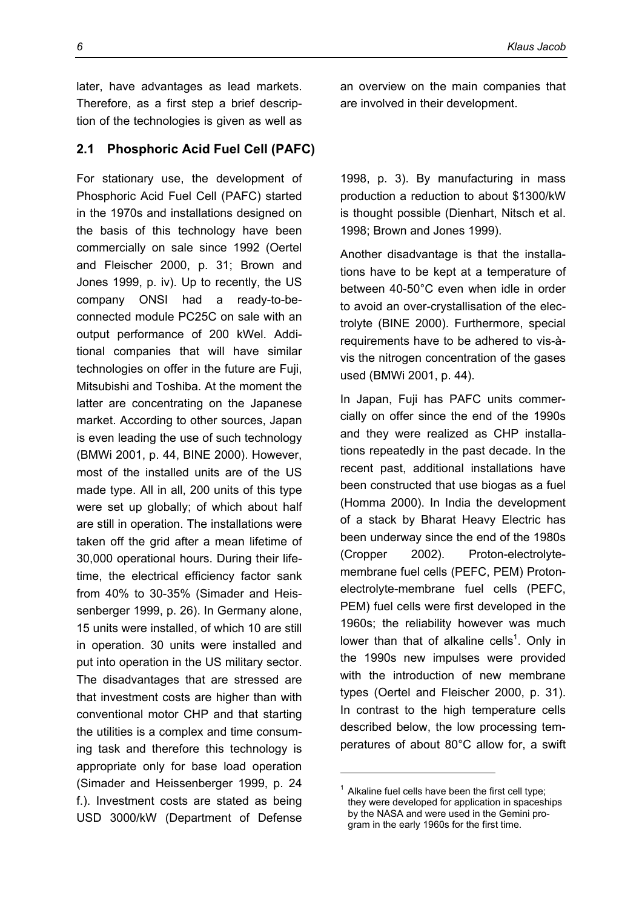later, have advantages as lead markets. Therefore, as a first step a brief description of the technologies is given as well as an overview on the main companies that are involved in their development.

## 2.1 Phosphoric Acid Fuel Cell (PAFC)

For stationary use, the development of Phosphoric Acid Fuel Cell (PAFC) started in the 1970s and installations designed on the basis of this technology have been commercially on sale since 1992 (Oertel and Fleischer 2000, p. 31; Brown and Jones 1999, p. iv). Up to recently, the US company ONSI had a ready-to-be-connected module PC25C on sale with an output performance of 200 kWel. Additional companies that will have similar technologies on offer in the future are Fuji, Mitsubishi and Toshiba. At the moment the latter are concentrating on the Japanese market. According to other sources, Japan is even leading the use of such technology (BMWi 2001, p. 44, BINE 2000). However, most of the installed units are of the US made type. All in all, 200 units of this type were set up globally; of which about half are still in operation. The installations were taken off the grid after a mean lifetime of 30,000 operational hours. During their lifetime, the electrical efficiency factor sank from 40% to 30-35% (Simader and Heissenberger 1999, p. 26). In Germany alone, 15 units were installed, of which 10 are still in operation. 30 units were installed and put into operation in the US military sector. The disadvantages that are stressed are that investment costs are higher than with conventional motor CHP and that starting the utilities is a complex and time consuming task and therefore this technology is appropriate only for base load operation (Simader and Heissenberger 1999, p. 24 f.). Investment costs are stated as being USD 3000/kW (Department of Defense 1998, p. 3). By manufacturing in mass production a reduction to about $1300/kW is thought possible (Dienhart, Nitsch et al. 1998; Brown and Jones 1999).

Another disadvantage is that the installations have to be kept at a temperature of between 40-50°C even when idle in order to avoid an over-crystallisation of the electrolyte (BINE 2000). Furthermore, special requirements have to be adhered to vis-à-vis the nitrogen concentration of the gases used (BMWi 2001, p. 44).

In Japan, Fuji has PAFC units commercially on offer since the end of the 1990s and they were realized as CHP installations repeatedly in the past decade. In the recent past, additional installations have been constructed that use biogas as a fuel (Homma 2000). In India the development of a stack by Bharat Heavy Electric has been underway since the end of the 1980s (Cropper 2002). Proton-electrolyte-membrane fuel cells (PEFC, PEM) Proton-electrolyte-membrane fuel cells (PEFC, PEM) fuel cells were first developed in the 1960s; the reliability however was much lower than that of alkaline cells[1]. Only in the 1990s new impulses were provided with the introduction of new membrane types (Oertel and Fleischer 2000, p. 31). In contrast to the high temperature cells described below, the low processing temperatures of about 80°C allow for, a swift

---

[1] Alkaline fuel cells have been the first cell type; they were developed for application in spaceships by the NASA and were used in the Gemini program in the early 1960s for the first time.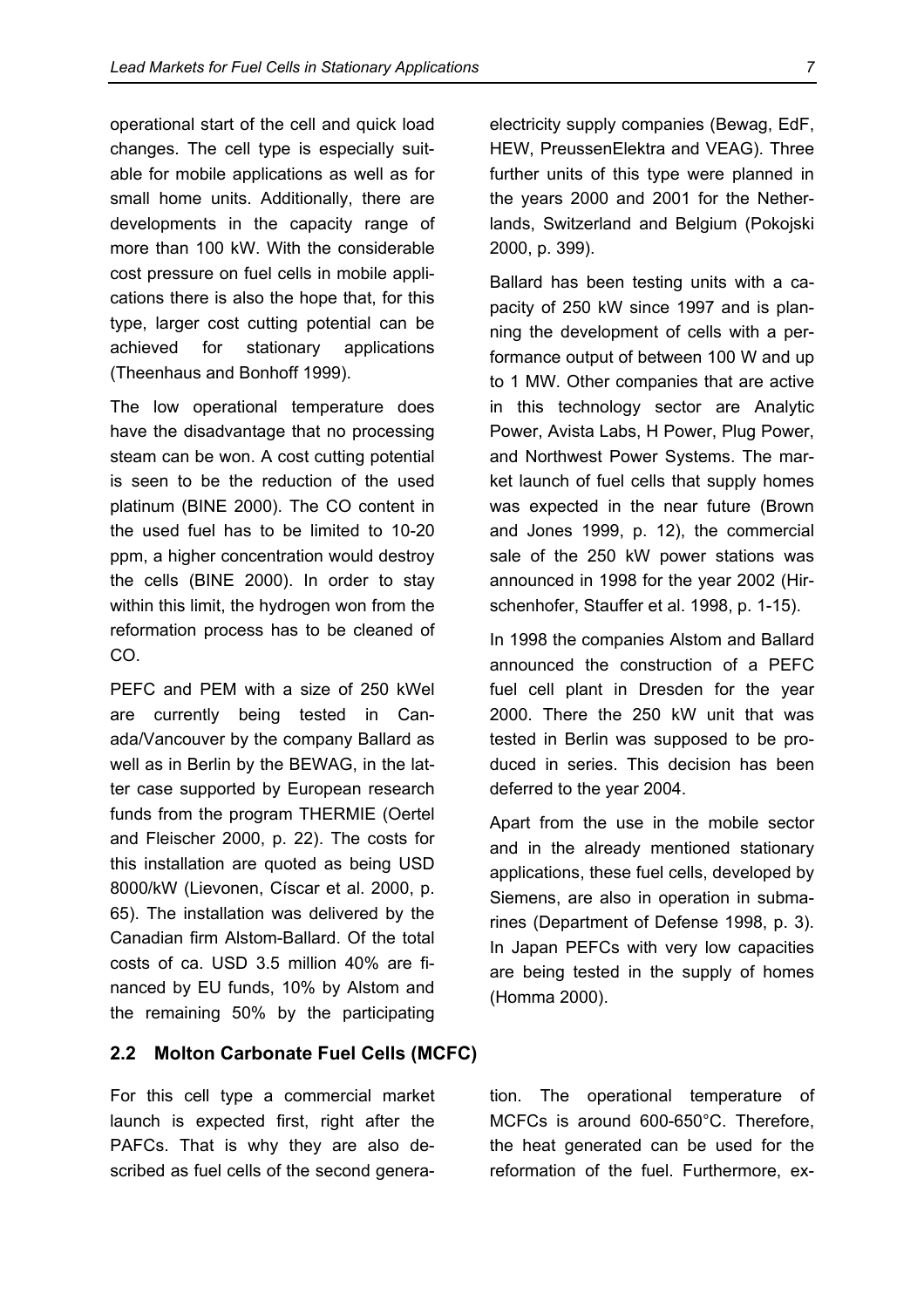operational start of the cell and quick load changes. The cell type is especially suitable for mobile applications as well as for small home units. Additionally, there are developments in the capacity range of more than 100 kW. With the considerable cost pressure on fuel cells in mobile applications there is also the hope that, for this type, larger cost cutting potential can be achieved for stationary applications (Theenhaus and Bonhoff 1999).

The low operational temperature does have the disadvantage that no processing steam can be won. A cost cutting potential is seen to be the reduction of the used platinum (BINE 2000). The CO content in the used fuel has to be limited to 10-20 ppm, a higher concentration would destroy the cells (BINE 2000). In order to stay within this limit, the hydrogen won from the reformation process has to be cleaned of CO.

PEFC and PEM with a size of 250 kWel are currently being tested in Canada/Vancouver by the company Ballard as well as in Berlin by the BEWAG, in the latter case supported by European research funds from the program THERMIE (Oertel and Fleischer 2000, p. 22). The costs for this installation are quoted as being USD 8000/kW (Lievonen, Císcar et al. 2000, p. 65). The installation was delivered by the Canadian firm Alstom-Ballard. Of the total costs of ca. USD 3.5 million 40% are financed by EU funds, 10% by Alstom and the remaining 50% by the participating electricity supply companies (Bewag, EdF, HEW, PreussenElektra and VEAG). Three further units of this type were planned in the years 2000 and 2001 for the Netherlands, Switzerland and Belgium (Pokojski 2000, p. 399).

Ballard has been testing units with a capacity of 250 kW since 1997 and is planning the development of cells with a performance output of between 100 W and up to 1 MW. Other companies that are active in this technology sector are Analytic Power, Avista Labs, H Power, Plug Power, and Northwest Power Systems. The market launch of fuel cells that supply homes was expected in the near future (Brown and Jones 1999, p. 12), the commercial sale of the 250 kW power stations was announced in 1998 for the year 2002 (Hirschenhofer, Stauffer et al. 1998, p. 1-15).

In 1998 the companies Alstom and Ballard announced the construction of a PEFC fuel cell plant in Dresden for the year 2000. There the 250 kW unit that was tested in Berlin was supposed to be produced in series. This decision has been deferred to the year 2004.

Apart from the use in the mobile sector and in the already mentioned stationary applications, these fuel cells, developed by Siemens, are also in operation in submarines (Department of Defense 1998, p. 3). In Japan PEFCs with very low capacities are being tested in the supply of homes (Homma 2000).

## 2.2 Molton Carbonate Fuel Cells (MCFC)

For this cell type a commercial market launch is expected first, right after the PAFCs. That is why they are also described as fuel cells of the second generation. The operational temperature of MCFCs is around 600-650°C. Therefore, the heat generated can be used for the reformation of the fuel. Furthermore, ex-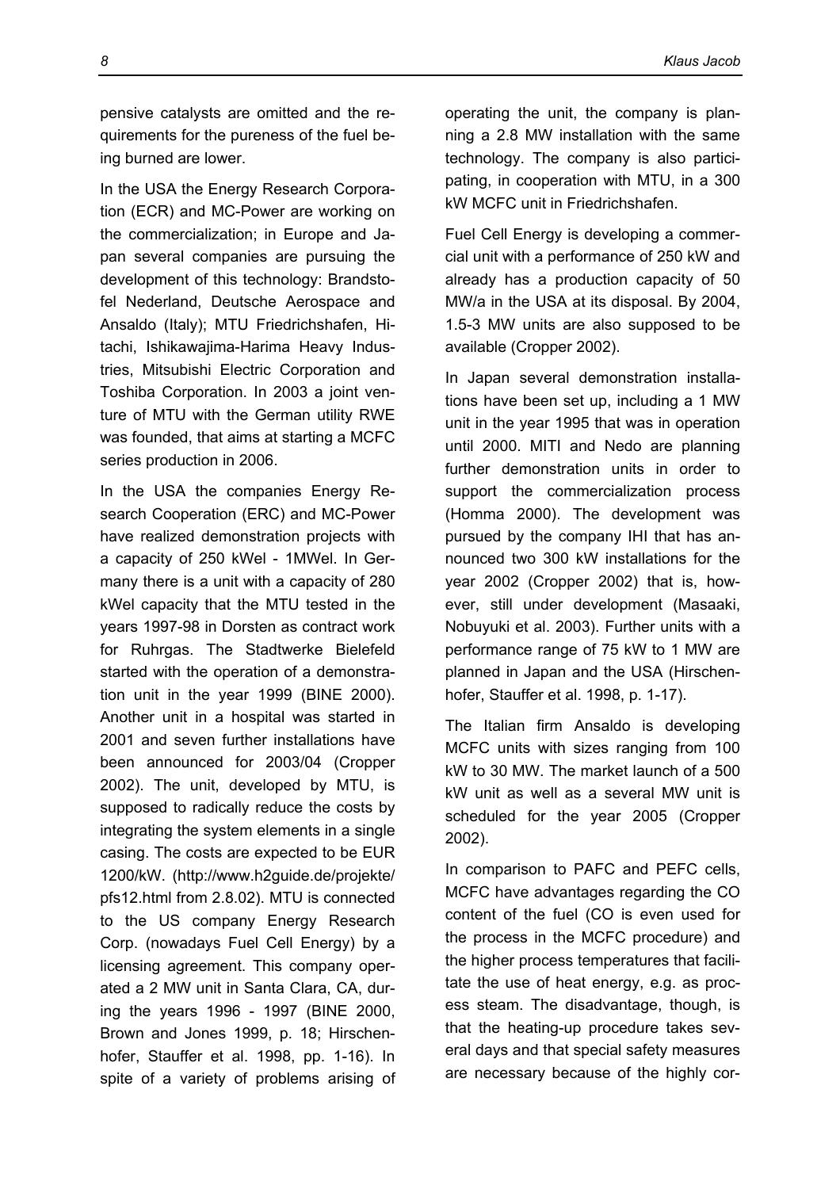pensive catalysts are omitted and the requirements for the pureness of the fuel being burned are lower.

In the USA the Energy Research Corporation (ECR) and MC-Power are working on the commercialization; in Europe and Japan several companies are pursuing the development of this technology: Brandstofel Nederland, Deutsche Aerospace and Ansaldo (Italy); MTU Friedrichshafen, Hitachi, Ishikawajima-Harima Heavy Industries, Mitsubishi Electric Corporation and Toshiba Corporation. In 2003 a joint venture of MTU with the German utility RWE was founded, that aims at starting a MCFC series production in 2006.

In the USA the companies Energy Research Cooperation (ERC) and MC-Power have realized demonstration projects with a capacity of 250 kWel - 1MWel. In Germany there is a unit with a capacity of 280 kWel capacity that the MTU tested in the years 1997-98 in Dorsten as contract work for Ruhrgas. The Stadtwerke Bielefeld started with the operation of a demonstration unit in the year 1999 (BINE 2000). Another unit in a hospital was started in 2001 and seven further installations have been announced for 2003/04 (Cropper 2002). The unit, developed by MTU, is supposed to radically reduce the costs by integrating the system elements in a single casing. The costs are expected to be EUR 1200/kW. (http://www.h2guide.de/projekte/pfs12.html from 2.8.02). MTU is connected to the US company Energy Research Corp. (nowadays Fuel Cell Energy) by a licensing agreement. This company operated a 2 MW unit in Santa Clara, CA, during the years 1996 - 1997 (BINE 2000, Brown and Jones 1999, p. 18; Hirschenhofer, Stauffer et al. 1998, pp. 1-16). In spite of a variety of problems arising of operating the unit, the company is planning a 2.8 MW installation with the same technology. The company is also participating, in cooperation with MTU, in a 300 kW MCFC unit in Friedrichshafen.

Fuel Cell Energy is developing a commercial unit with a performance of 250 kW and already has a production capacity of 50 MW/a in the USA at its disposal. By 2004, 1.5-3 MW units are also supposed to be available (Cropper 2002).

In Japan several demonstration installations have been set up, including a 1 MW unit in the year 1995 that was in operation until 2000. MITI and Nedo are planning further demonstration units in order to support the commercialization process (Homma 2000). The development was pursued by the company IHI that has announced two 300 kW installations for the year 2002 (Cropper 2002) that is, however, still under development (Masaaki, Nobuyuki et al. 2003). Further units with a performance range of 75 kW to 1 MW are planned in Japan and the USA (Hirschenhofer, Stauffer et al. 1998, p. 1-17).

The Italian firm Ansaldo is developing MCFC units with sizes ranging from 100 kW to 30 MW. The market launch of a 500 kW unit as well as a several MW unit is scheduled for the year 2005 (Cropper 2002).

In comparison to PAFC and PEFC cells, MCFC have advantages regarding the CO content of the fuel (CO is even used for the process in the MCFC procedure) and the higher process temperatures that facilitate the use of heat energy, e.g. as process steam. The disadvantage, though, is that the heating-up procedure takes several days and that special safety measures are necessary because of the highly cor-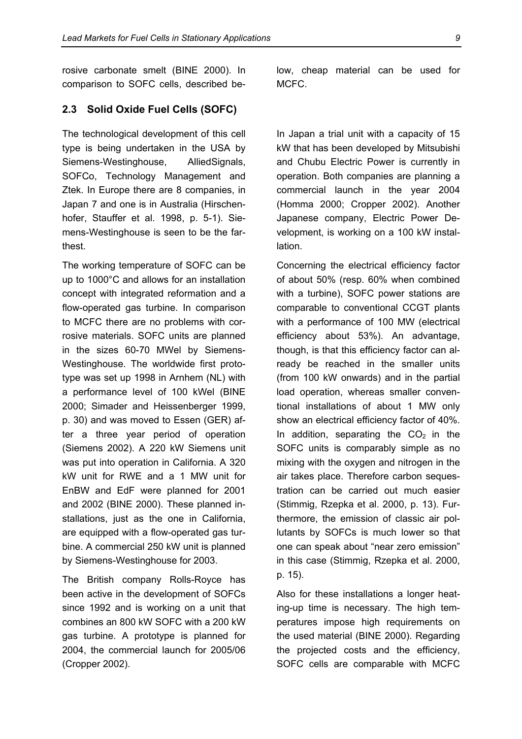rosive carbonate smelt (BINE 2000). In comparison to SOFC cells, described below, cheap material can be used for MCFC.

## 2.3 Solid Oxide Fuel Cells (SOFC)

The technological development of this cell type is being undertaken in the USA by Siemens-Westinghouse, AlliedSignals, SOFCo, Technology Management and Ztek. In Europe there are 8 companies, in Japan 7 and one is in Australia (Hirschenhofer, Stauffer et al. 1998, p. 5-1). Siemens-Westinghouse is seen to be the farthest.

The working temperature of SOFC can be up to 1000°C and allows for an installation concept with integrated reformation and a flow-operated gas turbine. In comparison to MCFC there are no problems with corrosive materials. SOFC units are planned in the sizes 60-70 MWel by Siemens-Westinghouse. The worldwide first prototype was set up 1998 in Arnhem (NL) with a performance level of 100 kWel (BINE 2000; Simader and Heissenberger 1999, p. 30) and was moved to Essen (GER) after a three year period of operation (Siemens 2002). A 220 kW Siemens unit was put into operation in California. A 320 kW unit for RWE and a 1 MW unit for EnBW and EdF were planned for 2001 and 2002 (BINE 2000). These planned installations, just as the one in California, are equipped with a flow-operated gas turbine. A commercial 250 kW unit is planned by Siemens-Westinghouse for 2003.

The British company Rolls-Royce has been active in the development of SOFCs since 1992 and is working on a unit that combines an 800 kW SOFC with a 200 kW gas turbine. A prototype is planned for 2004, the commercial launch for 2005/06 (Cropper 2002).

In Japan a trial unit with a capacity of 15 kW that has been developed by Mitsubishi and Chubu Electric Power is currently in operation. Both companies are planning a commercial launch in the year 2004 (Homma 2000; Cropper 2002). Another Japanese company, Electric Power Development, is working on a 100 kW installation.

Concerning the electrical efficiency factor of about 50% (resp. 60% when combined with a turbine), SOFC power stations are comparable to conventional CCGT plants with a performance of 100 MW (electrical efficiency about 53%). An advantage, though, is that this efficiency factor can already be reached in the smaller units (from 100 kW onwards) and in the partial load operation, whereas smaller conventional installations of about 1 MW only show an electrical efficiency factor of 40%. In addition, separating the $CO_2$ in the SOFC units is comparably simple as no mixing with the oxygen and nitrogen in the air takes place. Therefore carbon sequestration can be carried out much easier (Stimmig, Rzepka et al. 2000, p. 13). Furthermore, the emission of classic air pollutants by SOFCs is much lower so that one can speak about "near zero emission" in this case (Stimmig, Rzepka et al. 2000, p. 15).

Also for these installations a longer heating-up time is necessary. The high temperatures impose high requirements on the used material (BINE 2000). Regarding the projected costs and the efficiency, SOFC cells are comparable with MCFC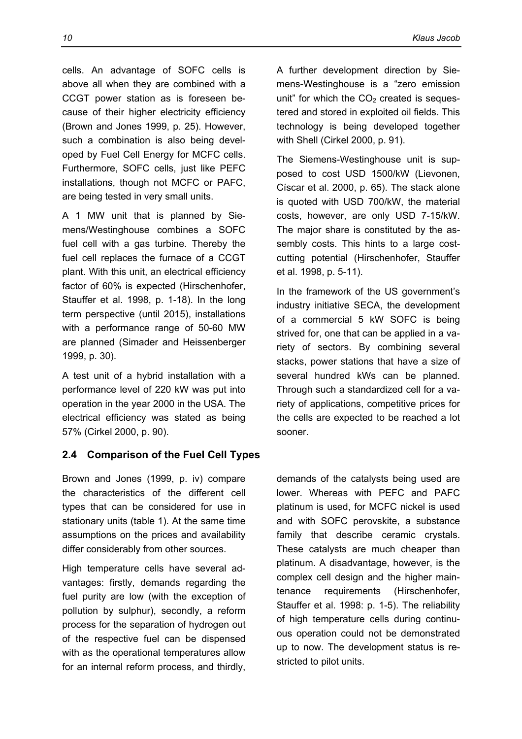cells. An advantage of SOFC cells is above all when they are combined with a CCGT power station as is foreseen because of their higher electricity efficiency (Brown and Jones 1999, p. 25). However, such a combination is also being developed by Fuel Cell Energy for MCFC cells. Furthermore, SOFC cells, just like PEFC installations, though not MCFC or PAFC, are being tested in very small units.

A 1 MW unit that is planned by Siemens/Westinghouse combines a SOFC fuel cell with a gas turbine. Thereby the fuel cell replaces the furnace of a CCGT plant. With this unit, an electrical efficiency factor of 60% is expected (Hirschenhofer, Stauffer et al. 1998, p. 1-18). In the long term perspective (until 2015), installations with a performance range of 50-60 MW are planned (Simader and Heissenberger 1999, p. 30).

A test unit of a hybrid installation with a performance level of 220 kW was put into operation in the year 2000 in the USA. The electrical efficiency was stated as being 57% (Cirkel 2000, p. 90).

A further development direction by Siemens-Westinghouse is a "zero emission unit" for which the $CO_2$ created is sequestered and stored in exploited oil fields. This technology is being developed together with Shell (Cirkel 2000, p. 91).

The Siemens-Westinghouse unit is supposed to cost USD 1500/kW (Lievonen, Císcar et al. 2000, p. 65). The stack alone is quoted with USD 700/kW, the material costs, however, are only USD 7-15/kW. The major share is constituted by the assembly costs. This hints to a large cost-cutting potential (Hirschenhofer, Stauffer et al. 1998, p. 5-11).

In the framework of the US government's industry initiative SECA, the development of a commercial 5 kW SOFC is being strived for, one that can be applied in a variety of sectors. By combining several stacks, power stations that have a size of several hundred kWs can be planned. Through such a standardized cell for a variety of applications, competitive prices for the cells are expected to be reached a lot sooner.

## 2.4 Comparison of the Fuel Cell Types

Brown and Jones (1999, p. iv) compare the characteristics of the different cell types that can be considered for use in stationary units (table 1). At the same time assumptions on the prices and availability differ considerably from other sources.

High temperature cells have several advantages: firstly, demands regarding the fuel purity are low (with the exception of pollution by sulphur), secondly, a reform process for the separation of hydrogen out of the respective fuel can be dispensed with as the operational temperatures allow for an internal reform process, and thirdly, demands of the catalysts being used are lower. Whereas with PEFC and PAFC platinum is used, for MCFC nickel is used and with SOFC perovskite, a substance family that describe ceramic crystals. These catalysts are much cheaper than platinum. A disadvantage, however, is the complex cell design and the higher maintenance requirements (Hirschenhofer, Stauffer et al. 1998: p. 1-5). The reliability of high temperature cells during continuous operation could not be demonstrated up to now. The development status is restricted to pilot units.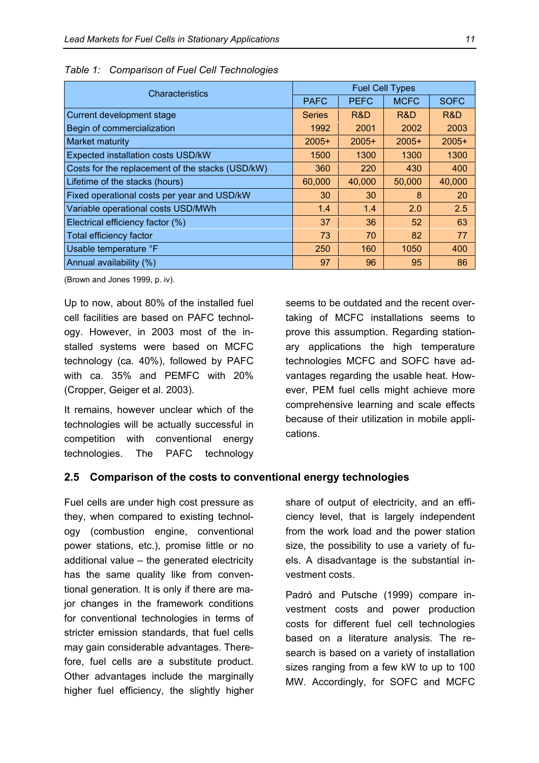*Table 1: Comparison of Fuel Cell Technologies*

| Characteristics | Fuel Cell Types | | | |
|---|---|---|---|---|
| | PAFC | PEFC | MCFC | SOFC |
| Current development stage | Series | R&D | R&D | R&D |
| Begin of commercialization | 1992 | 2001 | 2002 | 2003 |
| Market maturity | 2005+ | 2005+ | 2005+ | 2005+ |
| Expected installation costs USD/kW | 1500 | 1300 | 1300 | 1300 |
| Costs for the replacement of the stacks (USD/kW) | 360 | 220 | 430 | 400 |
| Lifetime of the stacks (hours) | 60,000 | 40,000 | 50,000 | 40,000 |
| Fixed operational costs per year and USD/kW | 30 | 30 | 8 | 20 |
| Variable operational costs USD/MWh | 1.4 | 1.4 | 2.0 | 2.5 |
| Electrical efficiency factor (%) | 37 | 36 | 52 | 63 |
| Total efficiency factor | 73 | 70 | 82 | 77 |
| Usable temperature °F | 250 | 160 | 1050 | 400 |
| Annual availability (%) | 97 | 96 | 95 | 86 |

(Brown and Jones 1999, p. iv).

Up to now, about 80% of the installed fuel cell facilities are based on PAFC technology. However, in 2003 most of the installed systems were based on MCFC technology (ca. 40%), followed by PAFC with ca. 35% and PEMFC with 20% (Cropper, Geiger et al. 2003).

It remains, however unclear which of the technologies will be actually successful in competition with conventional energy technologies. The PAFC technology seems to be outdated and the recent overtaking of MCFC installations seems to prove this assumption. Regarding stationary applications the high temperature technologies MCFC and SOFC have advantages regarding the usable heat. However, PEM fuel cells might achieve more comprehensive learning and scale effects because of their utilization in mobile applications.

## 2.5 Comparison of the costs to conventional energy technologies

Fuel cells are under high cost pressure as they, when compared to existing technology (combustion engine, conventional power stations, etc.), promise little or no additional value – the generated electricity has the same quality like from conventional generation. It is only if there are major changes in the framework conditions for conventional technologies in terms of stricter emission standards, that fuel cells may gain considerable advantages. Therefore, fuel cells are a substitute product. Other advantages include the marginally higher fuel efficiency, the slightly higher share of output of electricity, and an efficiency level, that is largely independent from the work load and the power station size, the possibility to use a variety of fuels. A disadvantage is the substantial investment costs.

Padró and Putsche (1999) compare investment costs and power production costs for different fuel cell technologies based on a literature analysis. The research is based on a variety of installation sizes ranging from a few kW to up to 100 MW. Accordingly, for SOFC and MCFC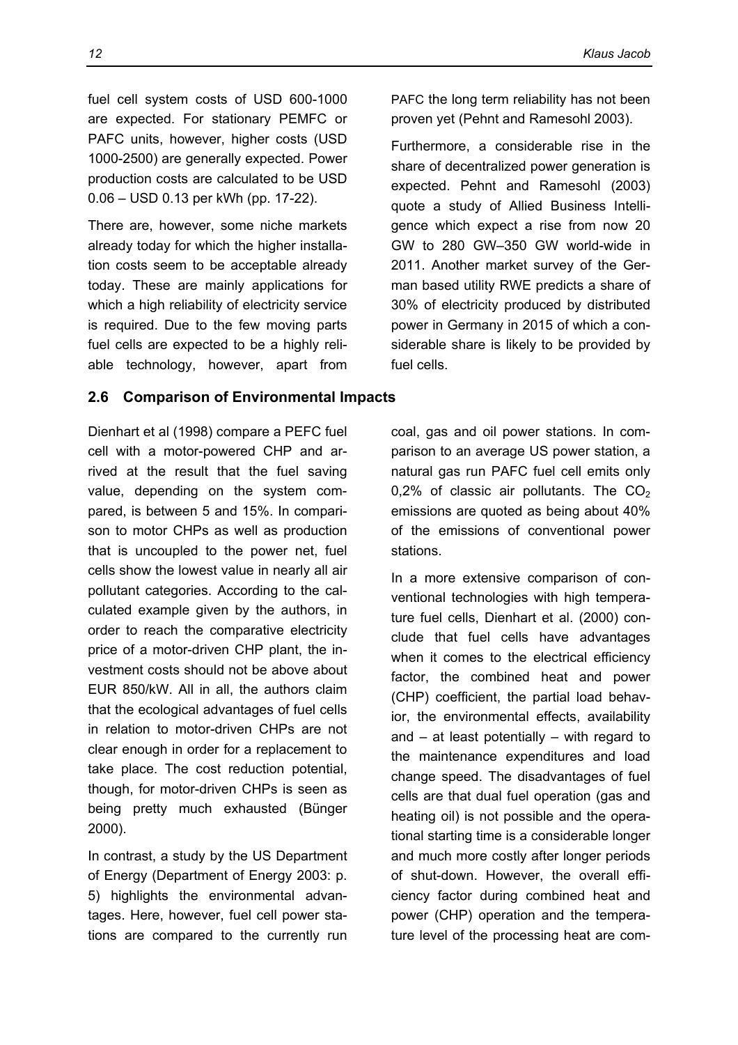fuel cell system costs of USD 600-1000 are expected. For stationary PEMFC or PAFC units, however, higher costs (USD 1000-2500) are generally expected. Power production costs are calculated to be USD 0.06 – USD 0.13 per kWh (pp. 17-22).

There are, however, some niche markets already today for which the higher installation costs seem to be acceptable already today. These are mainly applications for which a high reliability of electricity service is required. Due to the few moving parts fuel cells are expected to be a highly reliable technology, however, apart from PAFC the long term reliability has not been proven yet (Pehnt and Ramesohl 2003).

Furthermore, a considerable rise in the share of decentralized power generation is expected. Pehnt and Ramesohl (2003) quote a study of Allied Business Intelligence which expect a rise from now 20 GW to 280 GW–350 GW world-wide in 2011. Another market survey of the German based utility RWE predicts a share of 30% of electricity produced by distributed power in Germany in 2015 of which a considerable share is likely to be provided by fuel cells.

## 2.6 Comparison of Environmental Impacts

Dienhart et al (1998) compare a PEFC fuel cell with a motor-powered CHP and arrived at the result that the fuel saving value, depending on the system compared, is between 5 and 15%. In comparison to motor CHPs as well as production that is uncoupled to the power net, fuel cells show the lowest value in nearly all air pollutant categories. According to the calculated example given by the authors, in order to reach the comparative electricity price of a motor-driven CHP plant, the investment costs should not be above about EUR 850/kW. All in all, the authors claim that the ecological advantages of fuel cells in relation to motor-driven CHPs are not clear enough in order for a replacement to take place. The cost reduction potential, though, for motor-driven CHPs is seen as being pretty much exhausted (Bünger 2000).

In contrast, a study by the US Department of Energy (Department of Energy 2003: p. 5) highlights the environmental advantages. Here, however, fuel cell power stations are compared to the currently run coal, gas and oil power stations. In comparison to an average US power station, a natural gas run PAFC fuel cell emits only 0,2% of classic air pollutants. The $CO_2$ emissions are quoted as being about 40% of the emissions of conventional power stations.

In a more extensive comparison of conventional technologies with high temperature fuel cells, Dienhart et al. (2000) conclude that fuel cells have advantages when it comes to the electrical efficiency factor, the combined heat and power (CHP) coefficient, the partial load behavior, the environmental effects, availability and – at least potentially – with regard to the maintenance expenditures and load change speed. The disadvantages of fuel cells are that dual fuel operation (gas and heating oil) is not possible and the operational starting time is a considerable longer and much more costly after longer periods of shut-down. However, the overall efficiency factor during combined heat and power (CHP) operation and the temperature level of the processing heat are com-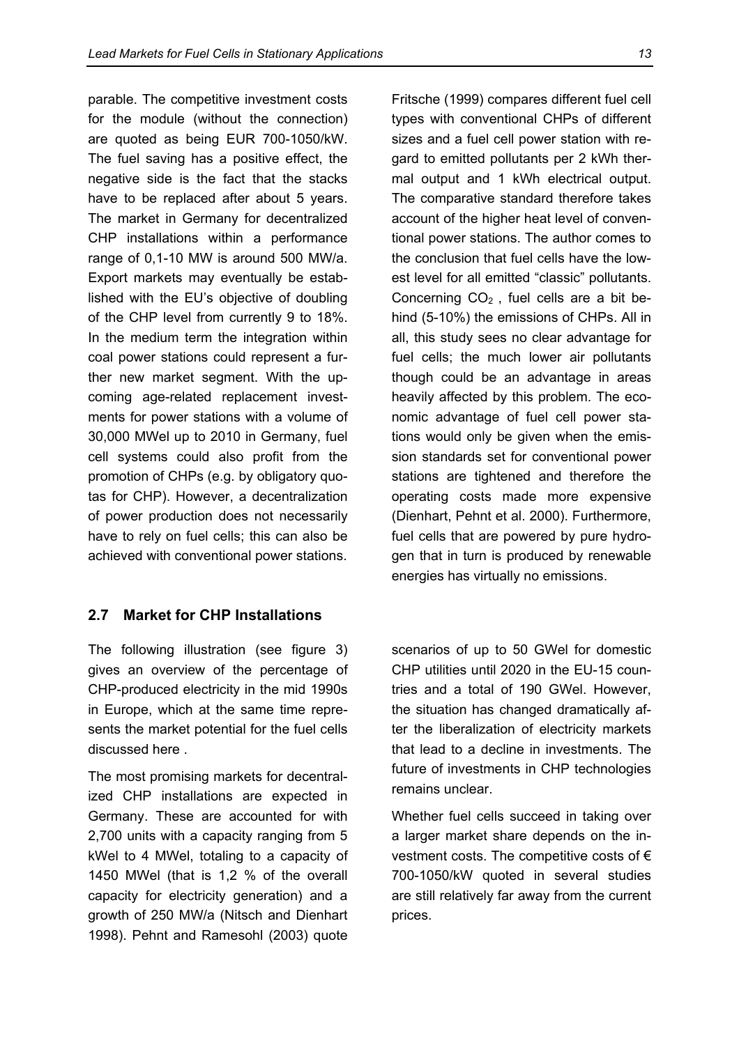parable. The competitive investment costs for the module (without the connection) are quoted as being EUR 700-1050/kW. The fuel saving has a positive effect, the negative side is the fact that the stacks have to be replaced after about 5 years. The market in Germany for decentralized CHP installations within a performance range of 0,1-10 MW is around 500 MW/a. Export markets may eventually be established with the EU's objective of doubling of the CHP level from currently 9 to 18%. In the medium term the integration within coal power stations could represent a further new market segment. With the upcoming age-related replacement investments for power stations with a volume of 30,000 MWel up to 2010 in Germany, fuel cell systems could also profit from the promotion of CHPs (e.g. by obligatory quotas for CHP). However, a decentralization of power production does not necessarily have to rely on fuel cells; this can also be achieved with conventional power stations.

Fritsche (1999) compares different fuel cell types with conventional CHPs of different sizes and a fuel cell power station with regard to emitted pollutants per 2 kWh thermal output and 1 kWh electrical output. The comparative standard therefore takes account of the higher heat level of conventional power stations. The author comes to the conclusion that fuel cells have the lowest level for all emitted "classic" pollutants. Concerning $CO_2$ , fuel cells are a bit behind (5-10%) the emissions of CHPs. All in all, this study sees no clear advantage for fuel cells; the much lower air pollutants though could be an advantage in areas heavily affected by this problem. The economic advantage of fuel cell power stations would only be given when the emission standards set for conventional power stations are tightened and therefore the operating costs made more expensive (Dienhart, Pehnt et al. 2000). Furthermore, fuel cells that are powered by pure hydrogen that in turn is produced by renewable energies has virtually no emissions.

## 2.7 Market for CHP Installations

The following illustration (see figure 3) gives an overview of the percentage of CHP-produced electricity in the mid 1990s in Europe, which at the same time represents the market potential for the fuel cells discussed here .

The most promising markets for decentralized CHP installations are expected in Germany. These are accounted for with 2,700 units with a capacity ranging from 5 kWel to 4 MWel, totaling to a capacity of 1450 MWel (that is 1,2 % of the overall capacity for electricity generation) and a growth of 250 MW/a (Nitsch and Dienhart 1998). Pehnt and Ramesohl (2003) quote scenarios of up to 50 GWel for domestic CHP utilities until 2020 in the EU-15 countries and a total of 190 GWel. However, the situation has changed dramatically after the liberalization of electricity markets that lead to a decline in investments. The future of investments in CHP technologies remains unclear.

Whether fuel cells succeed in taking over a larger market share depends on the investment costs. The competitive costs of € 700-1050/kW quoted in several studies are still relatively far away from the current prices.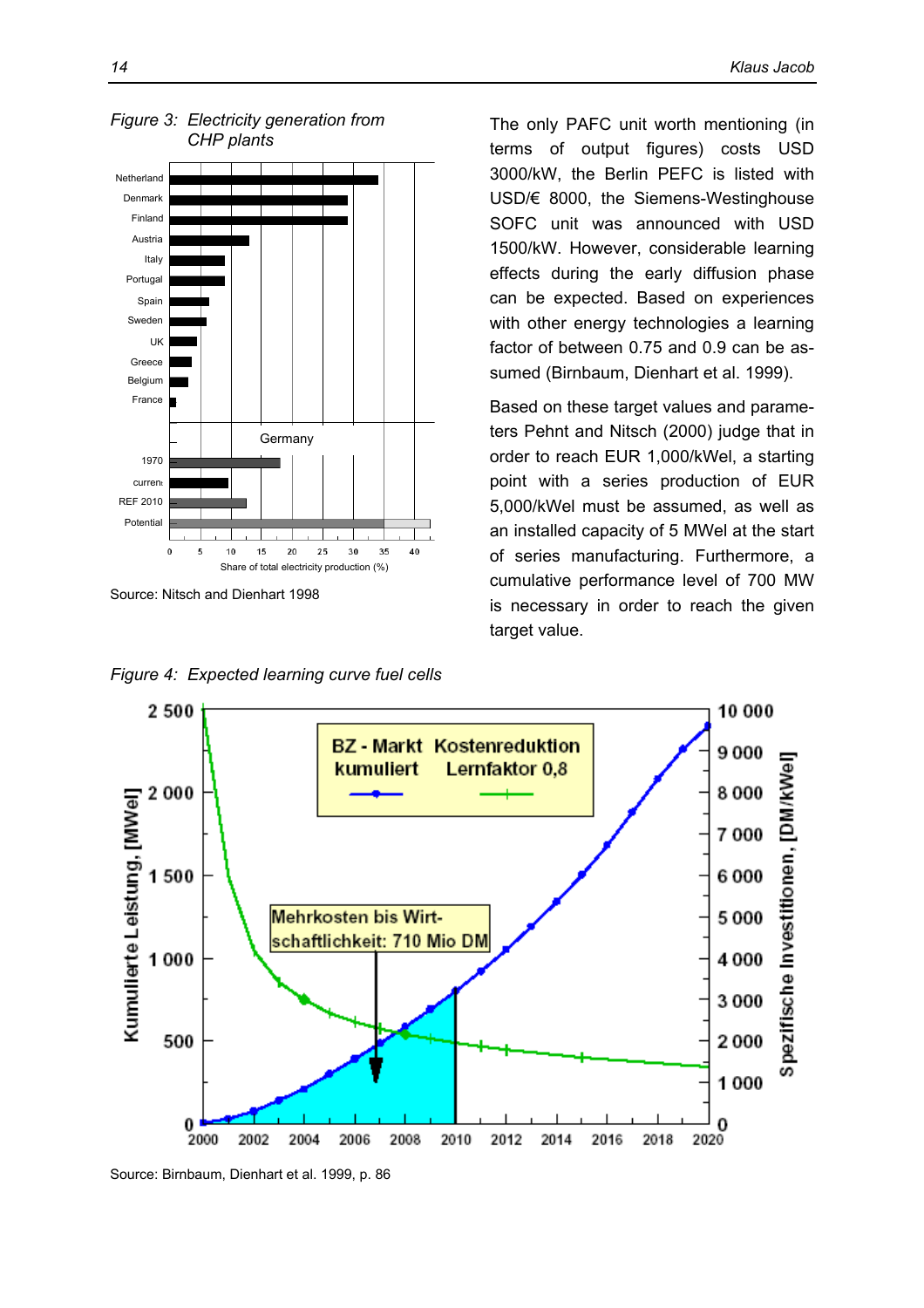*Figure 3: Electricity generation from CHP plants*

Source: Nitsch and Dienhart 1998

The only PAFC unit worth mentioning (in terms of output figures) costs USD 3000/kW, the Berlin PEFC is listed with USD/€ 8000, the Siemens-Westinghouse SOFC unit was announced with USD 1500/kW. However, considerable learning effects during the early diffusion phase can be expected. Based on experiences with other energy technologies a learning factor of between 0.75 and 0.9 can be assumed (Birnbaum, Dienhart et al. 1999).

Based on these target values and parameters Pehnt and Nitsch (2000) judge that in order to reach EUR 1,000/kWel, a starting point with a series production of EUR 5,000/kWel must be assumed, as well as an installed capacity of 5 MWel at the start of series manufacturing. Furthermore, a cumulative performance level of 700 MW is necessary in order to reach the given target value.

*Figure 4: Expected learning curve fuel cells*

Source: Birnbaum, Dienhart et al. 1999, p. 86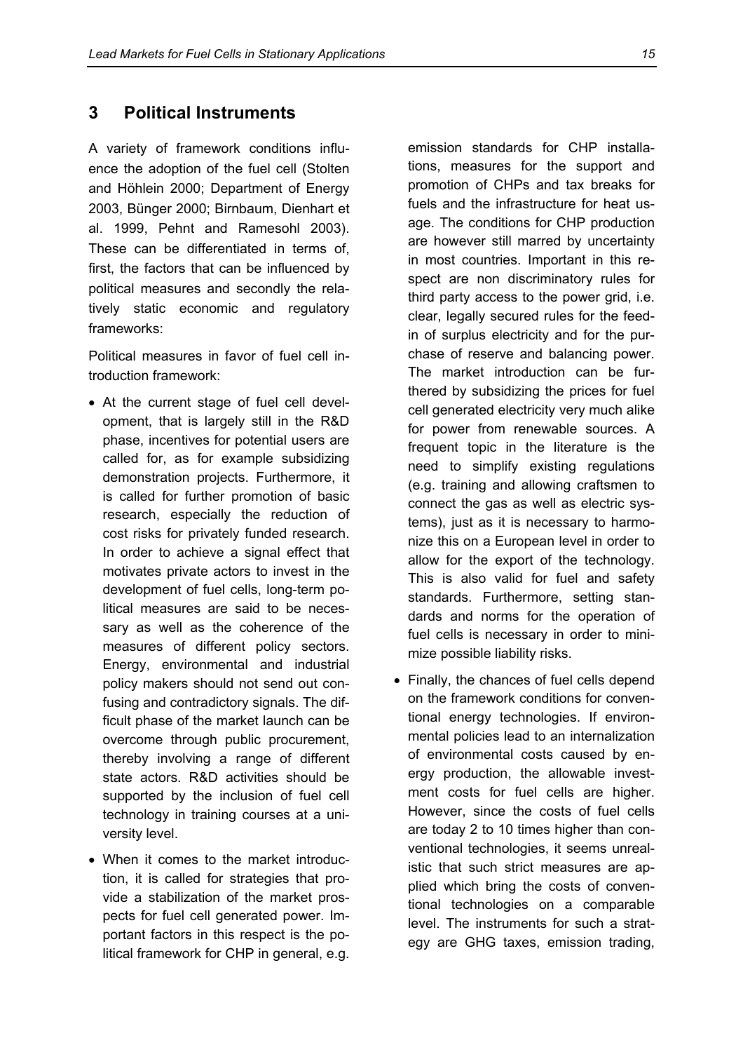## 3 Political Instruments

A variety of framework conditions influence the adoption of the fuel cell (Stolten and Höhlein 2000; Department of Energy 2003, Bünger 2000; Birnbaum, Dienhart et al. 1999, Pehnt and Ramesohl 2003). These can be differentiated in terms of, first, the factors that can be influenced by political measures and secondly the relatively static economic and regulatory frameworks:

Political measures in favor of fuel cell introduction framework:

- At the current stage of fuel cell development, that is largely still in the R&D phase, incentives for potential users are called for, as for example subsidizing demonstration projects. Furthermore, it is called for further promotion of basic research, especially the reduction of cost risks for privately funded research. In order to achieve a signal effect that motivates private actors to invest in the development of fuel cells, long-term political measures are said to be necessary as well as the coherence of the measures of different policy sectors. Energy, environmental and industrial policy makers should not send out confusing and contradictory signals. The difficult phase of the market launch can be overcome through public procurement, thereby involving a range of different state actors. R&D activities should be supported by the inclusion of fuel cell technology in training courses at a university level.
- When it comes to the market introduction, it is called for strategies that provide a stabilization of the market prospects for fuel cell generated power. Important factors in this respect is the political framework for CHP in general, e.g. emission standards for CHP installations, measures for the support and promotion of CHPs and tax breaks for fuels and the infrastructure for heat usage. The conditions for CHP production are however still marred by uncertainty in most countries. Important in this respect are non discriminatory rules for third party access to the power grid, i.e. clear, legally secured rules for the feed-in of surplus electricity and for the purchase of reserve and balancing power. The market introduction can be furthered by subsidizing the prices for fuel cell generated electricity very much alike for power from renewable sources. A frequent topic in the literature is the need to simplify existing regulations (e.g. training and allowing craftsmen to connect the gas as well as electric systems), just as it is necessary to harmonize this on a European level in order to allow for the export of the technology. This is also valid for fuel and safety standards. Furthermore, setting standards and norms for the operation of fuel cells is necessary in order to minimize possible liability risks.
- Finally, the chances of fuel cells depend on the framework conditions for conventional energy technologies. If environmental policies lead to an internalization of environmental costs caused by energy production, the allowable investment costs for fuel cells are higher. However, since the costs of fuel cells are today 2 to 10 times higher than conventional technologies, it seems unrealistic that such strict measures are applied which bring the costs of conventional technologies on a comparable level. The instruments for such a strategy are GHG taxes, emission trading,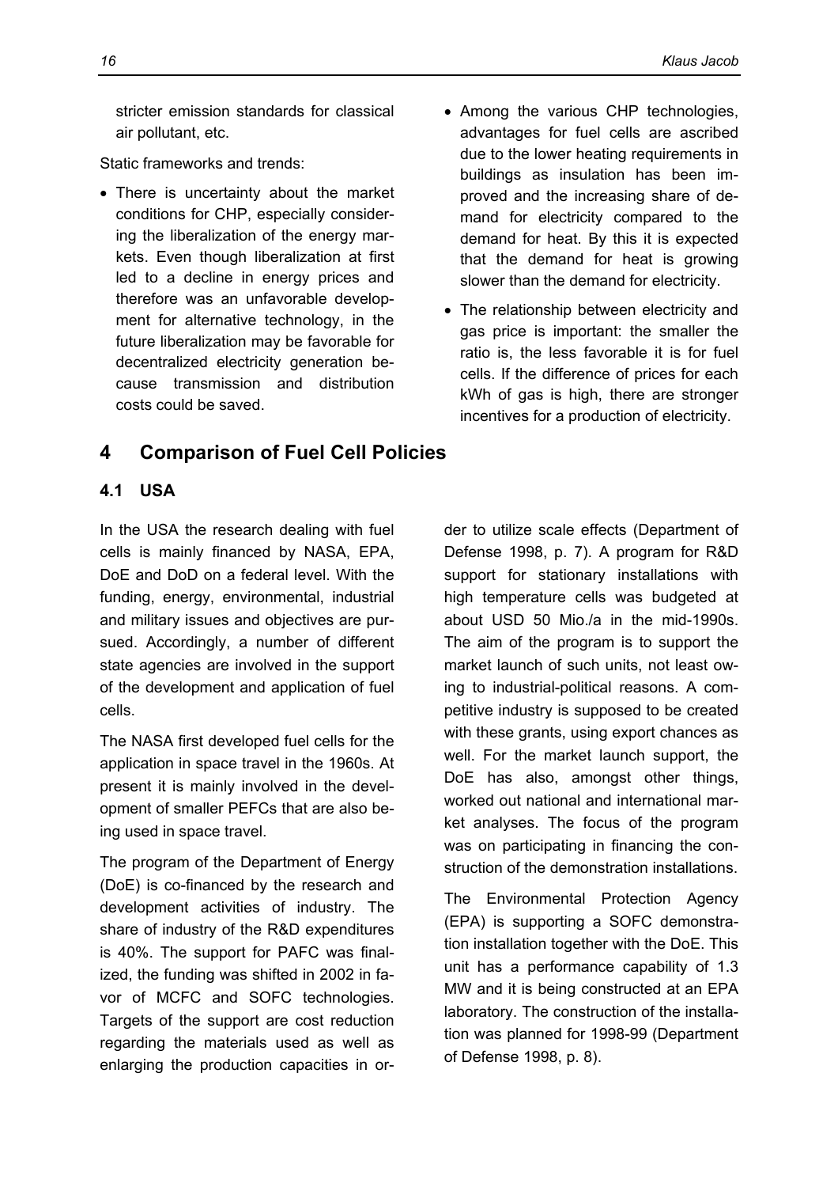stricter emission standards for classical air pollutant, etc.

Static frameworks and trends:

- There is uncertainty about the market conditions for CHP, especially considering the liberalization of the energy markets. Even though liberalization at first led to a decline in energy prices and therefore was an unfavorable development for alternative technology, in the future liberalization may be favorable for decentralized electricity generation because transmission and distribution costs could be saved.
- Among the various CHP technologies, advantages for fuel cells are ascribed due to the lower heating requirements in buildings as insulation has been improved and the increasing share of demand for electricity compared to the demand for heat. By this it is expected that the demand for heat is growing slower than the demand for electricity.
- The relationship between electricity and gas price is important: the smaller the ratio is, the less favorable it is for fuel cells. If the difference of prices for each kWh of gas is high, there are stronger incentives for a production of electricity.

# 4 Comparison of Fuel Cell Policies

## 4.1 USA

In the USA the research dealing with fuel cells is mainly financed by NASA, EPA, DoE and DoD on a federal level. With the funding, energy, environmental, industrial and military issues and objectives are pursued. Accordingly, a number of different state agencies are involved in the support of the development and application of fuel cells.

The NASA first developed fuel cells for the application in space travel in the 1960s. At present it is mainly involved in the development of smaller PEFCs that are also being used in space travel.

The program of the Department of Energy (DoE) is co-financed by the research and development activities of industry. The share of industry of the R&D expenditures is 40%. The support for PAFC was finalized, the funding was shifted in 2002 in favor of MCFC and SOFC technologies. Targets of the support are cost reduction regarding the materials used as well as enlarging the production capacities in order to utilize scale effects (Department of Defense 1998, p. 7). A program for R&D support for stationary installations with high temperature cells was budgeted at about USD 50 Mio./a in the mid-1990s. The aim of the program is to support the market launch of such units, not least owing to industrial-political reasons. A competitive industry is supposed to be created with these grants, using export chances as well. For the market launch support, the DoE has also, amongst other things, worked out national and international market analyses. The focus of the program was on participating in financing the construction of the demonstration installations.

The Environmental Protection Agency (EPA) is supporting a SOFC demonstration installation together with the DoE. This unit has a performance capability of 1.3 MW and it is being constructed at an EPA laboratory. The construction of the installation was planned for 1998-99 (Department of Defense 1998, p. 8).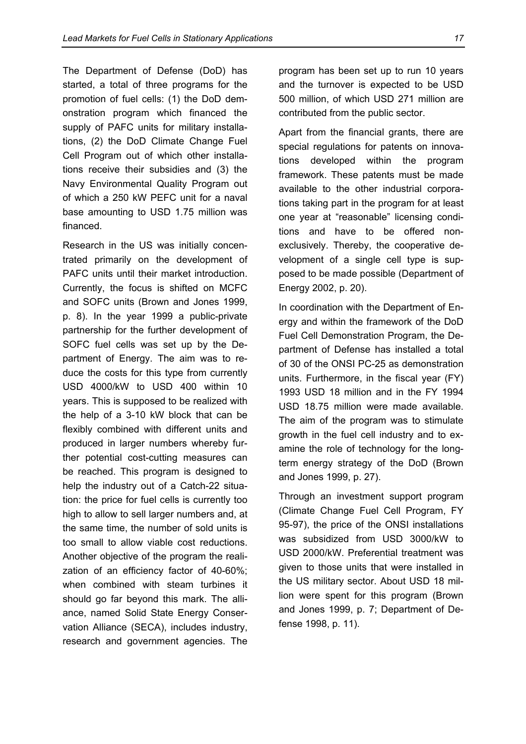The Department of Defense (DoD) has started, a total of three programs for the promotion of fuel cells: (1) the DoD demonstration program which financed the supply of PAFC units for military installations, (2) the DoD Climate Change Fuel Cell Program out of which other installations receive their subsidies and (3) the Navy Environmental Quality Program out of which a 250 kW PEFC unit for a naval base amounting to USD 1.75 million was financed.

Research in the US was initially concentrated primarily on the development of PAFC units until their market introduction. Currently, the focus is shifted on MCFC and SOFC units (Brown and Jones 1999, p. 8). In the year 1999 a public-private partnership for the further development of SOFC fuel cells was set up by the Department of Energy. The aim was to reduce the costs for this type from currently USD 4000/kW to USD 400 within 10 years. This is supposed to be realized with the help of a 3-10 kW block that can be flexibly combined with different units and produced in larger numbers whereby further potential cost-cutting measures can be reached. This program is designed to help the industry out of a Catch-22 situation: the price for fuel cells is currently too high to allow to sell larger numbers and, at the same time, the number of sold units is too small to allow viable cost reductions. Another objective of the program the realization of an efficiency factor of 40-60%; when combined with steam turbines it should go far beyond this mark. The alliance, named Solid State Energy Conservation Alliance (SECA), includes industry, research and government agencies. The program has been set up to run 10 years and the turnover is expected to be USD 500 million, of which USD 271 million are contributed from the public sector.

Apart from the financial grants, there are special regulations for patents on innovations developed within the program framework. These patents must be made available to the other industrial corporations taking part in the program for at least one year at "reasonable" licensing conditions and have to be offered non-exclusively. Thereby, the cooperative development of a single cell type is supposed to be made possible (Department of Energy 2002, p. 20).

In coordination with the Department of Energy and within the framework of the DoD Fuel Cell Demonstration Program, the Department of Defense has installed a total of 30 of the ONSI PC-25 as demonstration units. Furthermore, in the fiscal year (FY) 1993 USD 18 million and in the FY 1994 USD 18.75 million were made available. The aim of the program was to stimulate growth in the fuel cell industry and to examine the role of technology for the long-term energy strategy of the DoD (Brown and Jones 1999, p. 27).

Through an investment support program (Climate Change Fuel Cell Program, FY 95-97), the price of the ONSI installations was subsidized from USD 3000/kW to USD 2000/kW. Preferential treatment was given to those units that were installed in the US military sector. About USD 18 million were spent for this program (Brown and Jones 1999, p. 7; Department of Defense 1998, p. 11).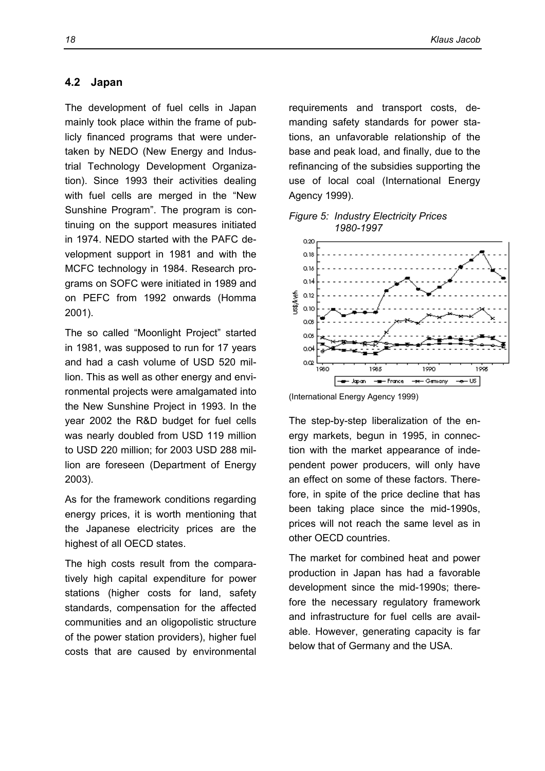## 4.2 Japan

The development of fuel cells in Japan mainly took place within the frame of publicly financed programs that were undertaken by NEDO (New Energy and Industrial Technology Development Organization). Since 1993 their activities dealing with fuel cells are merged in the "New Sunshine Program". The program is continuing on the support measures initiated in 1974. NEDO started with the PAFC development support in 1981 and with the MCFC technology in 1984. Research programs on SOFC were initiated in 1989 and on PEFC from 1992 onwards (Homma 2001).

The so called "Moonlight Project" started in 1981, was supposed to run for 17 years and had a cash volume of USD 520 million. This as well as other energy and environmental projects were amalgamated into the New Sunshine Project in 1993. In the year 2002 the R&D budget for fuel cells was nearly doubled from USD 119 million to USD 220 million; for 2003 USD 288 million are foreseen (Department of Energy 2003).

As for the framework conditions regarding energy prices, it is worth mentioning that the Japanese electricity prices are the highest of all OECD states.

The high costs result from the comparatively high capital expenditure for power stations (higher costs for land, safety standards, compensation for the affected communities and an oligopolistic structure of the power station providers), higher fuel costs that are caused by environmental requirements and transport costs, demanding safety standards for power stations, an unfavorable relationship of the base and peak load, and finally, due to the refinancing of the subsidies supporting the use of local coal (International Energy Agency 1999).

*Figure 5: Industry Electricity Prices 1980-1997*

(International Energy Agency 1999)

The step-by-step liberalization of the energy markets, begun in 1995, in connection with the market appearance of independent power producers, will only have an effect on some of these factors. Therefore, in spite of the price decline that has been taking place since the mid-1990s, prices will not reach the same level as in other OECD countries.

The market for combined heat and power production in Japan has had a favorable development since the mid-1990s; therefore the necessary regulatory framework and infrastructure for fuel cells are available. However, generating capacity is far below that of Germany and the USA.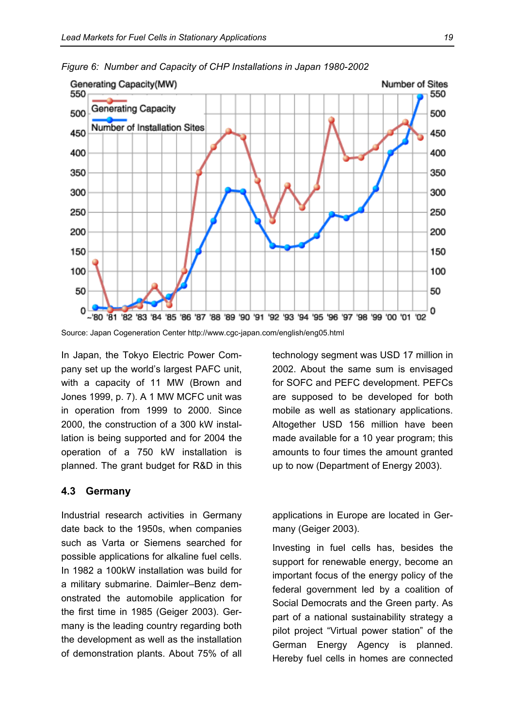*Figure 6: Number and Capacity of CHP Installations in Japan 1980-2002*

Source: Japan Cogeneration Center http://www.cgc-japan.com/english/eng05.html

In Japan, the Tokyo Electric Power Company set up the world's largest PAFC unit, with a capacity of 11 MW (Brown and Jones 1999, p. 7). A 1 MW MCFC unit was in operation from 1999 to 2000. Since 2000, the construction of a 300 kW installation is being supported and for 2004 the operation of a 750 kW installation is planned. The grant budget for R&D in this technology segment was USD 17 million in 2002. About the same sum is envisaged for SOFC and PEFC development. PEFCs are supposed to be developed for both mobile as well as stationary applications. Altogether USD 156 million have been made available for a 10 year program; this amounts to four times the amount granted up to now (Department of Energy 2003).

### 4.3 Germany

Industrial research activities in Germany date back to the 1950s, when companies such as Varta or Siemens searched for possible applications for alkaline fuel cells. In 1982 a 100kW installation was build for a military submarine. Daimler–Benz demonstrated the automobile application for the first time in 1985 (Geiger 2003). Germany is the leading country regarding both the development as well as the installation of demonstration plants. About 75% of all applications in Europe are located in Germany (Geiger 2003).

Investing in fuel cells has, besides the support for renewable energy, become an important focus of the energy policy of the federal government led by a coalition of Social Democrats and the Green party. As part of a national sustainability strategy a pilot project "Virtual power station" of the German Energy Agency is planned. Hereby fuel cells in homes are connected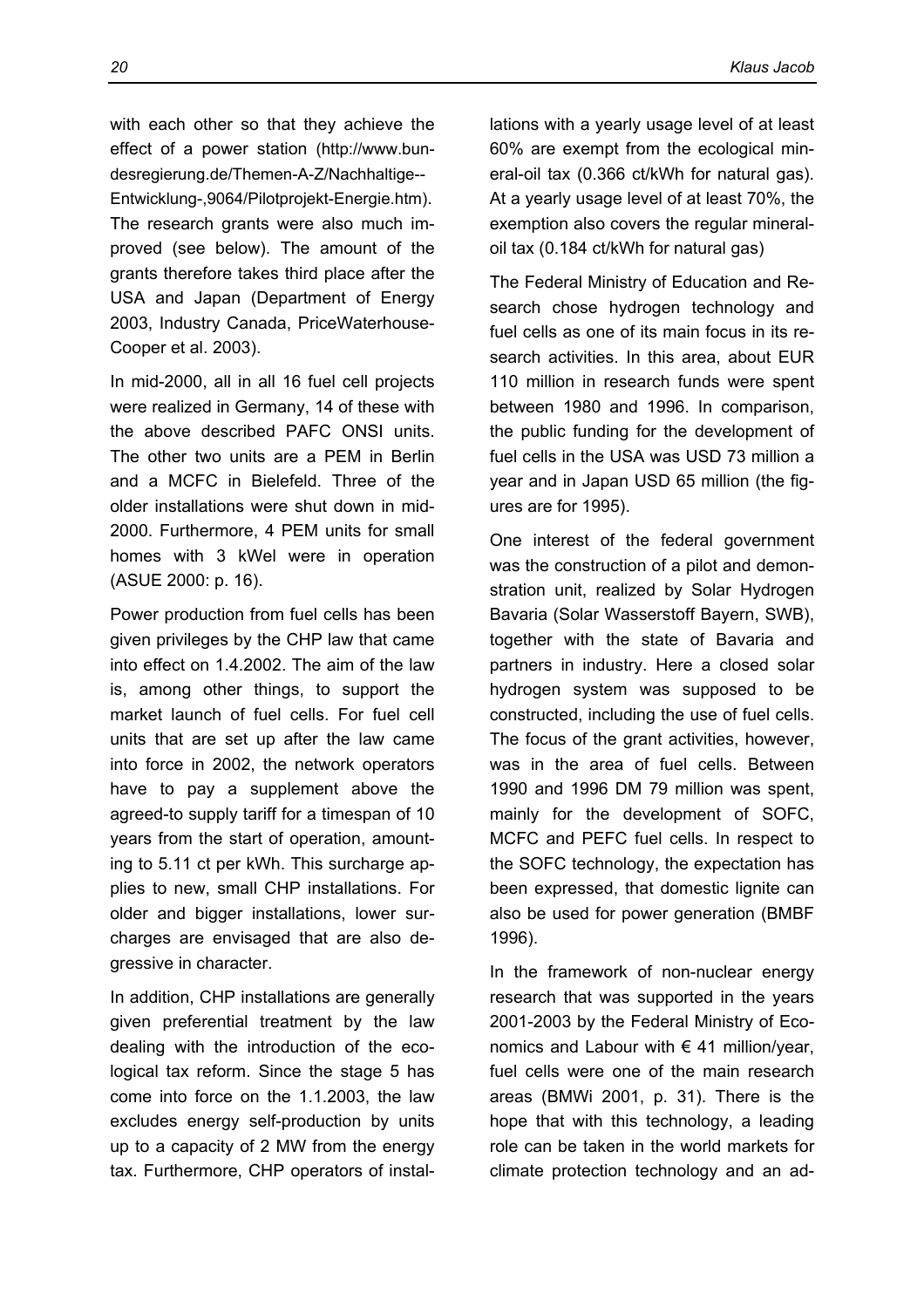with each other so that they achieve the effect of a power station (http://www.bundesregierung.de/Themen-A-Z/Nachhaltige--Entwicklung-,9064/Pilotprojekt-Energie.htm). The research grants were also much improved (see below). The amount of the grants therefore takes third place after the USA and Japan (Department of Energy 2003, Industry Canada, PriceWaterhouse-Cooper et al. 2003).

In mid-2000, all in all 16 fuel cell projects were realized in Germany, 14 of these with the above described PAFC ONSI units. The other two units are a PEM in Berlin and a MCFC in Bielefeld. Three of the older installations were shut down in mid-2000. Furthermore, 4 PEM units for small homes with 3 kWel were in operation (ASUE 2000: p. 16).

Power production from fuel cells has been given privileges by the CHP law that came into effect on 1.4.2002. The aim of the law is, among other things, to support the market launch of fuel cells. For fuel cell units that are set up after the law came into force in 2002, the network operators have to pay a supplement above the agreed-to supply tariff for a timespan of 10 years from the start of operation, amounting to 5.11 ct per kWh. This surcharge applies to new, small CHP installations. For older and bigger installations, lower surcharges are envisaged that are also degressive in character.

In addition, CHP installations are generally given preferential treatment by the law dealing with the introduction of the ecological tax reform. Since the stage 5 has come into force on the 1.1.2003, the law excludes energy self-production by units up to a capacity of 2 MW from the energy tax. Furthermore, CHP operators of installations with a yearly usage level of at least 60% are exempt from the ecological mineral-oil tax (0.366 ct/kWh for natural gas). At a yearly usage level of at least 70%, the exemption also covers the regular mineral-oil tax (0.184 ct/kWh for natural gas)

The Federal Ministry of Education and Research chose hydrogen technology and fuel cells as one of its main focus in its research activities. In this area, about EUR 110 million in research funds were spent between 1980 and 1996. In comparison, the public funding for the development of fuel cells in the USA was USD 73 million a year and in Japan USD 65 million (the figures are for 1995).

One interest of the federal government was the construction of a pilot and demonstration unit, realized by Solar Hydrogen Bavaria (Solar Wasserstoff Bayern, SWB), together with the state of Bavaria and partners in industry. Here a closed solar hydrogen system was supposed to be constructed, including the use of fuel cells. The focus of the grant activities, however, was in the area of fuel cells. Between 1990 and 1996 DM 79 million was spent, mainly for the development of SOFC, MCFC and PEFC fuel cells. In respect to the SOFC technology, the expectation has been expressed, that domestic lignite can also be used for power generation (BMBF 1996).

In the framework of non-nuclear energy research that was supported in the years 2001-2003 by the Federal Ministry of Economics and Labour with € 41 million/year, fuel cells were one of the main research areas (BMWi 2001, p. 31). There is the hope that with this technology, a leading role can be taken in the world markets for climate protection technology and an ad-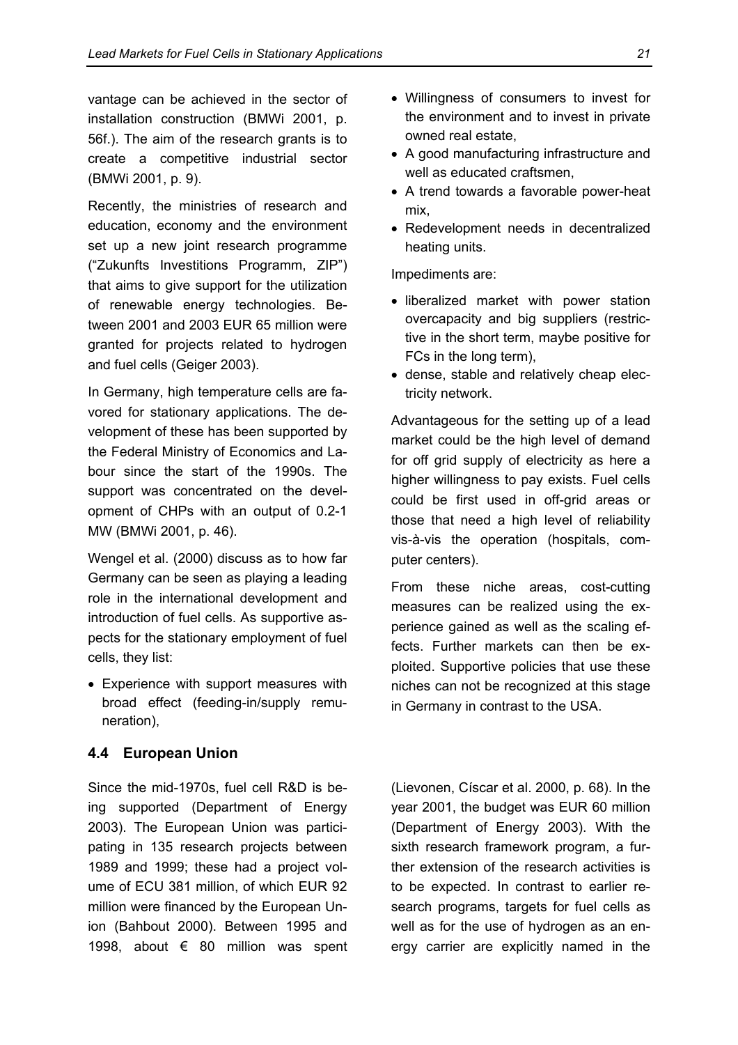vantage can be achieved in the sector of installation construction (BMWi 2001, p. 56f.). The aim of the research grants is to create a competitive industrial sector (BMWi 2001, p. 9).

Recently, the ministries of research and education, economy and the environment set up a new joint research programme ("Zukunfts Investitions Programm, ZIP") that aims to give support for the utilization of renewable energy technologies. Between 2001 and 2003 EUR 65 million were granted for projects related to hydrogen and fuel cells (Geiger 2003).

In Germany, high temperature cells are favored for stationary applications. The development of these has been supported by the Federal Ministry of Economics and Labour since the start of the 1990s. The support was concentrated on the development of CHPs with an output of 0.2-1 MW (BMWi 2001, p. 46).

Wengel et al. (2000) discuss as to how far Germany can be seen as playing a leading role in the international development and introduction of fuel cells. As supportive aspects for the stationary employment of fuel cells, they list:

- Experience with support measures with broad effect (feeding-in/supply remuneration),
- Willingness of consumers to invest for the environment and to invest in private owned real estate,
- A good manufacturing infrastructure and well as educated craftsmen,
- A trend towards a favorable power-heat mix,
- Redevelopment needs in decentralized heating units.

Impediments are:

- liberalized market with power station overcapacity and big suppliers (restrictive in the short term, maybe positive for FCs in the long term),
- dense, stable and relatively cheap electricity network.

Advantageous for the setting up of a lead market could be the high level of demand for off grid supply of electricity as here a higher willingness to pay exists. Fuel cells could be first used in off-grid areas or those that need a high level of reliability vis-à-vis the operation (hospitals, computer centers).

From these niche areas, cost-cutting measures can be realized using the experience gained as well as the scaling effects. Further markets can then be exploited. Supportive policies that use these niches can not be recognized at this stage in Germany in contrast to the USA.

### 4.4 European Union

Since the mid-1970s, fuel cell R&D is being supported (Department of Energy 2003). The European Union was participating in 135 research projects between 1989 and 1999; these had a project volume of ECU 381 million, of which EUR 92 million were financed by the European Union (Bahbout 2000). Between 1995 and 1998, about € 80 million was spent (Lievonen, Císcar et al. 2000, p. 68). In the year 2001, the budget was EUR 60 million (Department of Energy 2003). With the sixth research framework program, a further extension of the research activities is to be expected. In contrast to earlier research programs, targets for fuel cells as well as for the use of hydrogen as an energy carrier are explicitly named in the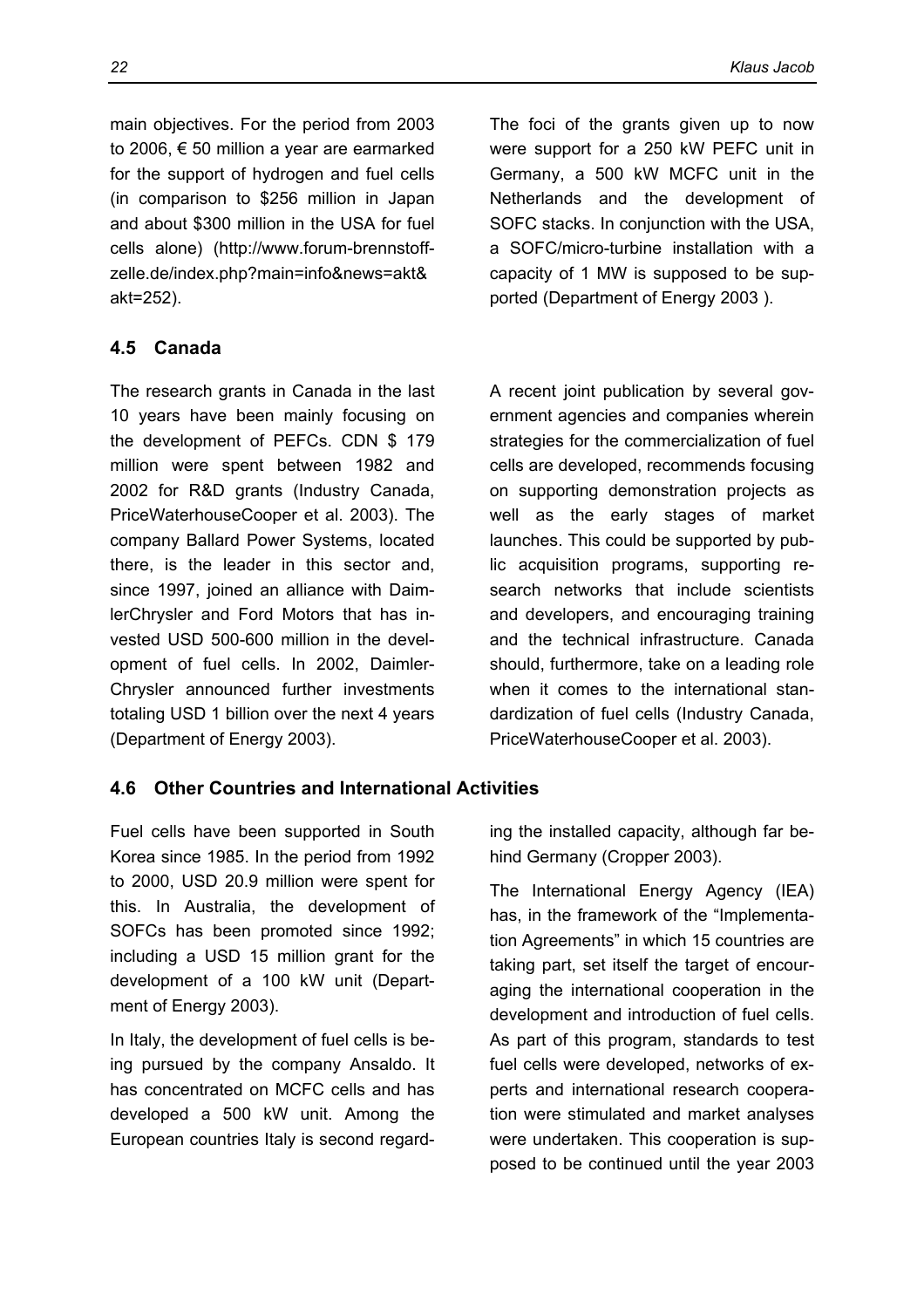main objectives. For the period from 2003 to 2006, € 50 million a year are earmarked for the support of hydrogen and fuel cells (in comparison to $256 million in Japan and about $300 million in the USA for fuel cells alone) (http://www.forum-brennstoff-zelle.de/index.php?main=info&news=akt&akt=252).

The foci of the grants given up to now were support for a 250 kW PEFC unit in Germany, a 500 kW MCFC unit in the Netherlands and the development of SOFC stacks. In conjunction with the USA, a SOFC/micro-turbine installation with a capacity of 1 MW is supposed to be supported (Department of Energy 2003 ).

## 4.5 Canada

The research grants in Canada in the last 10 years have been mainly focusing on the development of PEFCs. CDN $ 179 million were spent between 1982 and 2002 for R&D grants (Industry Canada, PriceWaterhouseCooper et al. 2003). The company Ballard Power Systems, located there, is the leader in this sector and, since 1997, joined an alliance with DaimlerChrysler and Ford Motors that has invested USD 500-600 million in the development of fuel cells. In 2002, DaimlerChrysler announced further investments totaling USD 1 billion over the next 4 years (Department of Energy 2003).

A recent joint publication by several government agencies and companies wherein strategies for the commercialization of fuel cells are developed, recommends focusing on supporting demonstration projects as well as the early stages of market launches. This could be supported by public acquisition programs, supporting research networks that include scientists and developers, and encouraging training and the technical infrastructure. Canada should, furthermore, take on a leading role when it comes to the international standardization of fuel cells (Industry Canada, PriceWaterhouseCooper et al. 2003).

## 4.6 Other Countries and International Activities

Fuel cells have been supported in South Korea since 1985. In the period from 1992 to 2000, USD 20.9 million were spent for this. In Australia, the development of SOFCs has been promoted since 1992; including a USD 15 million grant for the development of a 100 kW unit (Department of Energy 2003).

In Italy, the development of fuel cells is being pursued by the company Ansaldo. It has concentrated on MCFC cells and has developed a 500 kW unit. Among the European countries Italy is second regarding the installed capacity, although far behind Germany (Cropper 2003).

The International Energy Agency (IEA) has, in the framework of the "Implementation Agreements" in which 15 countries are taking part, set itself the target of encouraging the international cooperation in the development and introduction of fuel cells. As part of this program, standards to test fuel cells were developed, networks of experts and international research cooperation were stimulated and market analyses were undertaken. This cooperation is supposed to be continued until the year 2003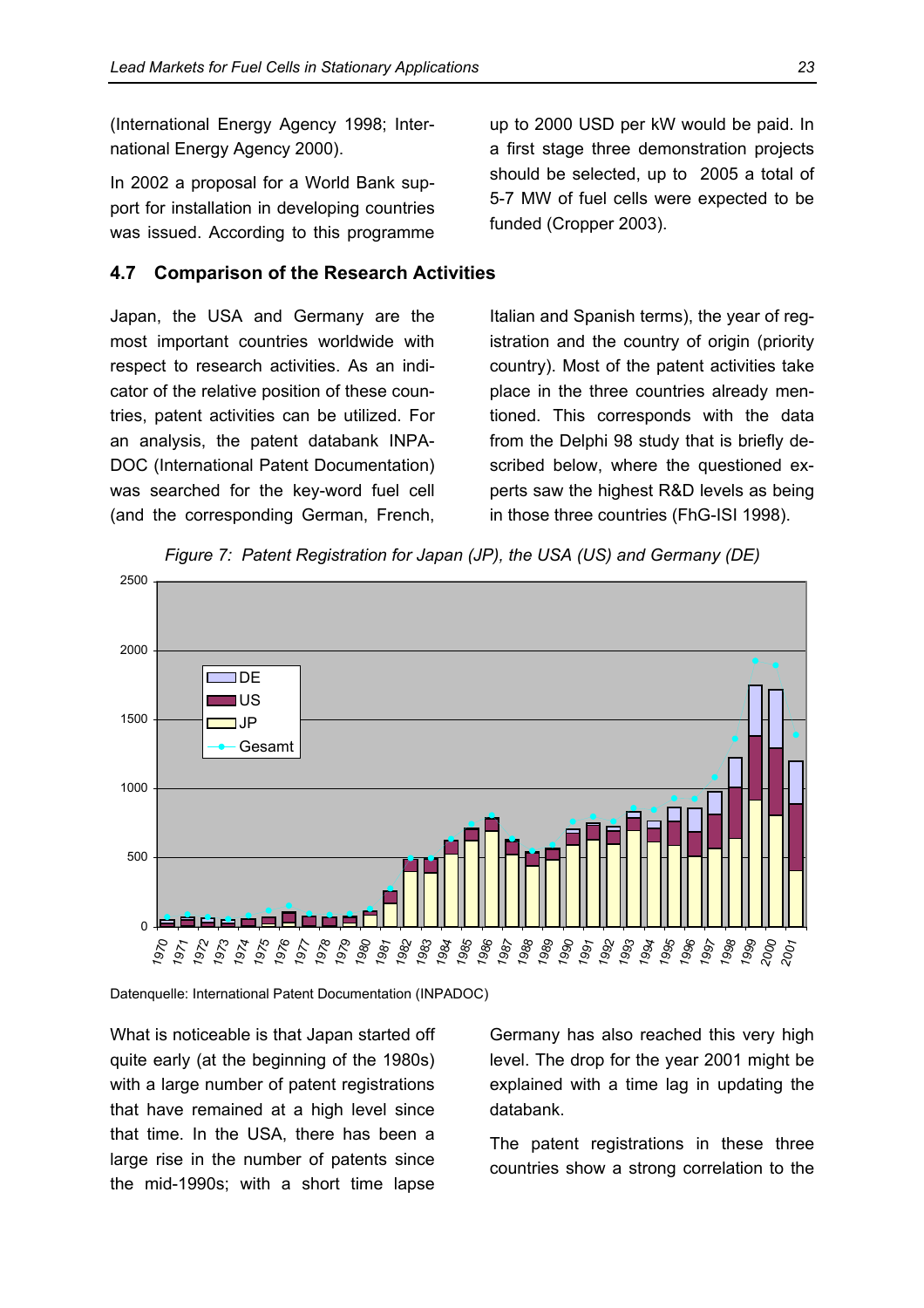(International Energy Agency 1998; International Energy Agency 2000).

In 2002 a proposal for a World Bank support for installation in developing countries was issued. According to this programme up to 2000 USD per kW would be paid. In a first stage three demonstration projects should be selected, up to 2005 a total of 5-7 MW of fuel cells were expected to be funded (Cropper 2003).

### 4.7 Comparison of the Research Activities

Japan, the USA and Germany are the most important countries worldwide with respect to research activities. As an indicator of the relative position of these countries, patent activities can be utilized. For an analysis, the patent databank INPADOC (International Patent Documentation) was searched for the key-word fuel cell (and the corresponding German, French, Italian and Spanish terms), the year of registration and the country of origin (priority country). Most of the patent activities take place in the three countries already mentioned. This corresponds with the data from the Delphi 98 study that is briefly described below, where the questioned experts saw the highest R&D levels as being in those three countries (FhG-ISI 1998).

*Figure 7: Patent Registration for Japan (JP), the USA (US) and Germany (DE)*

Datenquelle: International Patent Documentation (INPADOC)

What is noticeable is that Japan started off quite early (at the beginning of the 1980s) with a large number of patent registrations that have remained at a high level since that time. In the USA, there has been a large rise in the number of patents since the mid-1990s; with a short time lapse Germany has also reached this very high level. The drop for the year 2001 might be explained with a time lag in updating the databank.

The patent registrations in these three countries show a strong correlation to the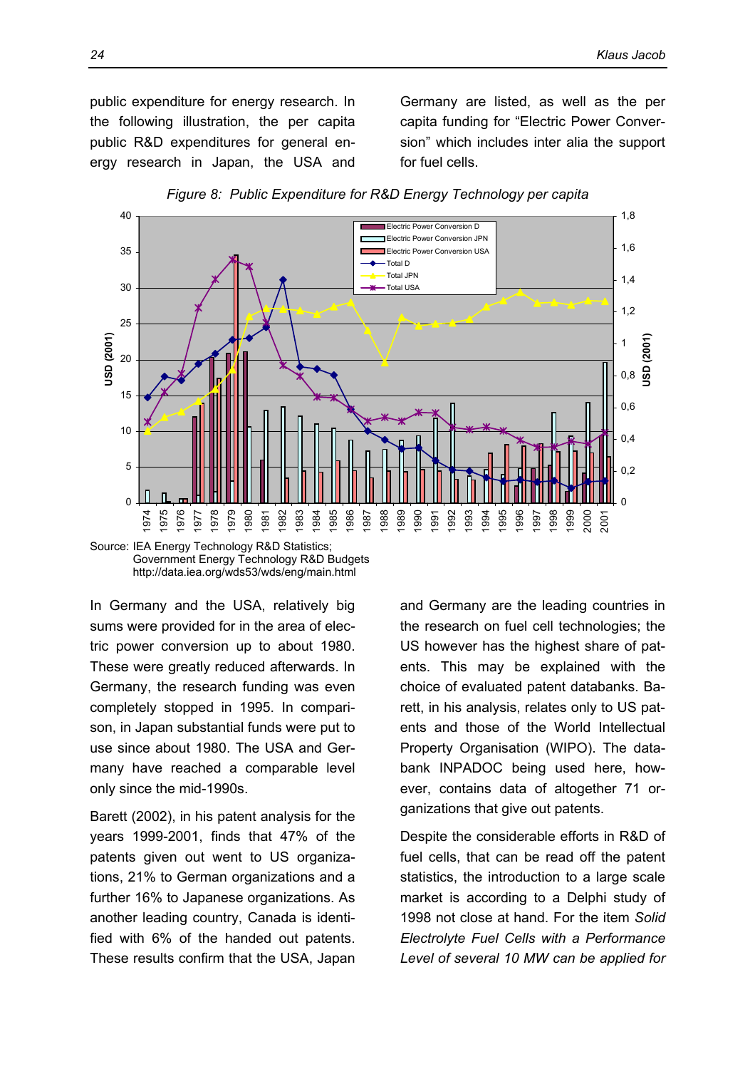public expenditure for energy research. In the following illustration, the per capita public R&D expenditures for general energy research in Japan, the USA and Germany are listed, as well as the per capita funding for "Electric Power Conversion" which includes inter alia the support for fuel cells.

*Figure 8: Public Expenditure for R&D Energy Technology per capita*

Source: IEA Energy Technology R&D Statistics;
Government Energy Technology R&D Budgets
http://data.iea.org/wds53/wds/eng/main.html

In Germany and the USA, relatively big sums were provided for in the area of electric power conversion up to about 1980. These were greatly reduced afterwards. In Germany, the research funding was even completely stopped in 1995. In comparison, in Japan substantial funds were put to use since about 1980. The USA and Germany have reached a comparable level only since the mid-1990s.

Barett (2002), in his patent analysis for the years 1999-2001, finds that 47% of the patents given out went to US organizations, 21% to German organizations and a further 16% to Japanese organizations. As another leading country, Canada is identified with 6% of the handed out patents. These results confirm that the USA, Japan and Germany are the leading countries in the research on fuel cell technologies; the US however has the highest share of patents. This may be explained with the choice of evaluated patent databanks. Barett, in his analysis, relates only to US patents and those of the World Intellectual Property Organisation (WIPO). The databank INPADOC being used here, however, contains data of altogether 71 organizations that give out patents.

Despite the considerable efforts in R&D of fuel cells, that can be read off the patent statistics, the introduction to a large scale market is according to a Delphi study of 1998 not close at hand. For the item *Solid Electrolyte Fuel Cells with a Performance Level of several 10 MW can be applied for*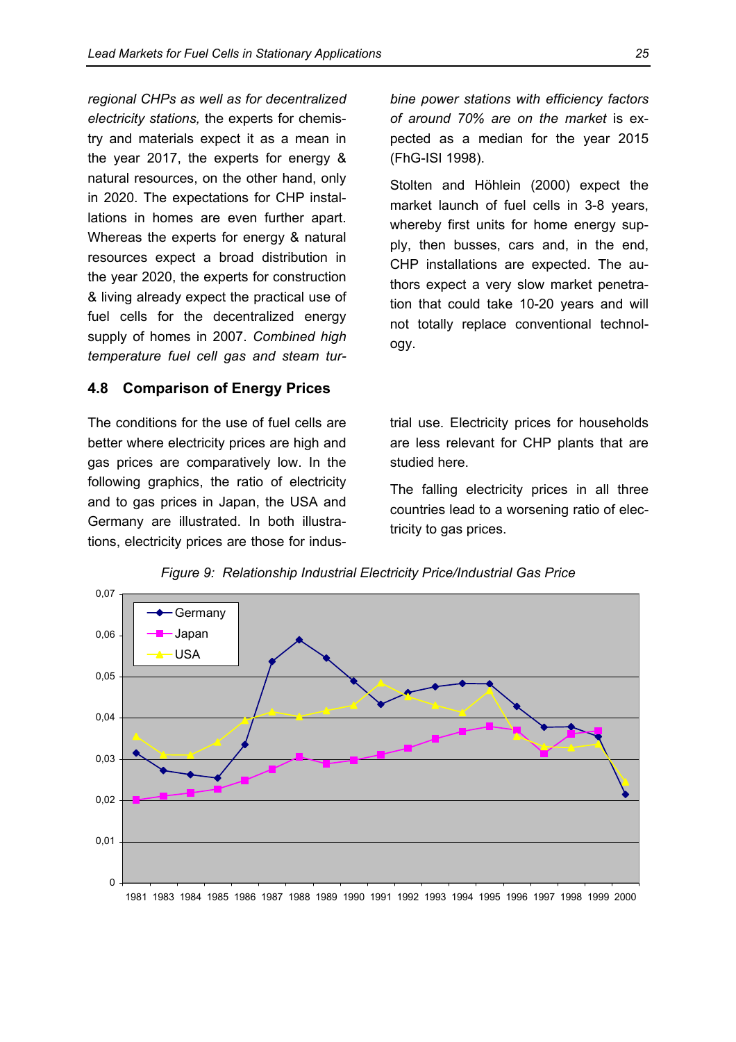*regional CHPs as well as for decentralized electricity stations,* the experts for chemistry and materials expect it as a mean in the year 2017, the experts for energy & natural resources, on the other hand, only in 2020. The expectations for CHP installations in homes are even further apart. Whereas the experts for energy & natural resources expect a broad distribution in the year 2020, the experts for construction & living already expect the practical use of fuel cells for the decentralized energy supply of homes in 2007. *Combined high temperature fuel cell gas and steam turbine power stations with efficiency factors of around 70% are on the market* is expected as a median for the year 2015 (FhG-ISI 1998).

Stolten and Höhlein (2000) expect the market launch of fuel cells in 3-8 years, whereby first units for home energy supply, then busses, cars and, in the end, CHP installations are expected. The authors expect a very slow market penetration that could take 10-20 years and will not totally replace conventional technology.

### 4.8 Comparison of Energy Prices

The conditions for the use of fuel cells are better where electricity prices are high and gas prices are comparatively low. In the following graphics, the ratio of electricity and to gas prices in Japan, the USA and Germany are illustrated. In both illustrations, electricity prices are those for industrial use. Electricity prices for households are less relevant for CHP plants that are studied here.

The falling electricity prices in all three countries lead to a worsening ratio of electricity to gas prices.

*Figure 9: Relationship Industrial Electricity Price/Industrial Gas Price*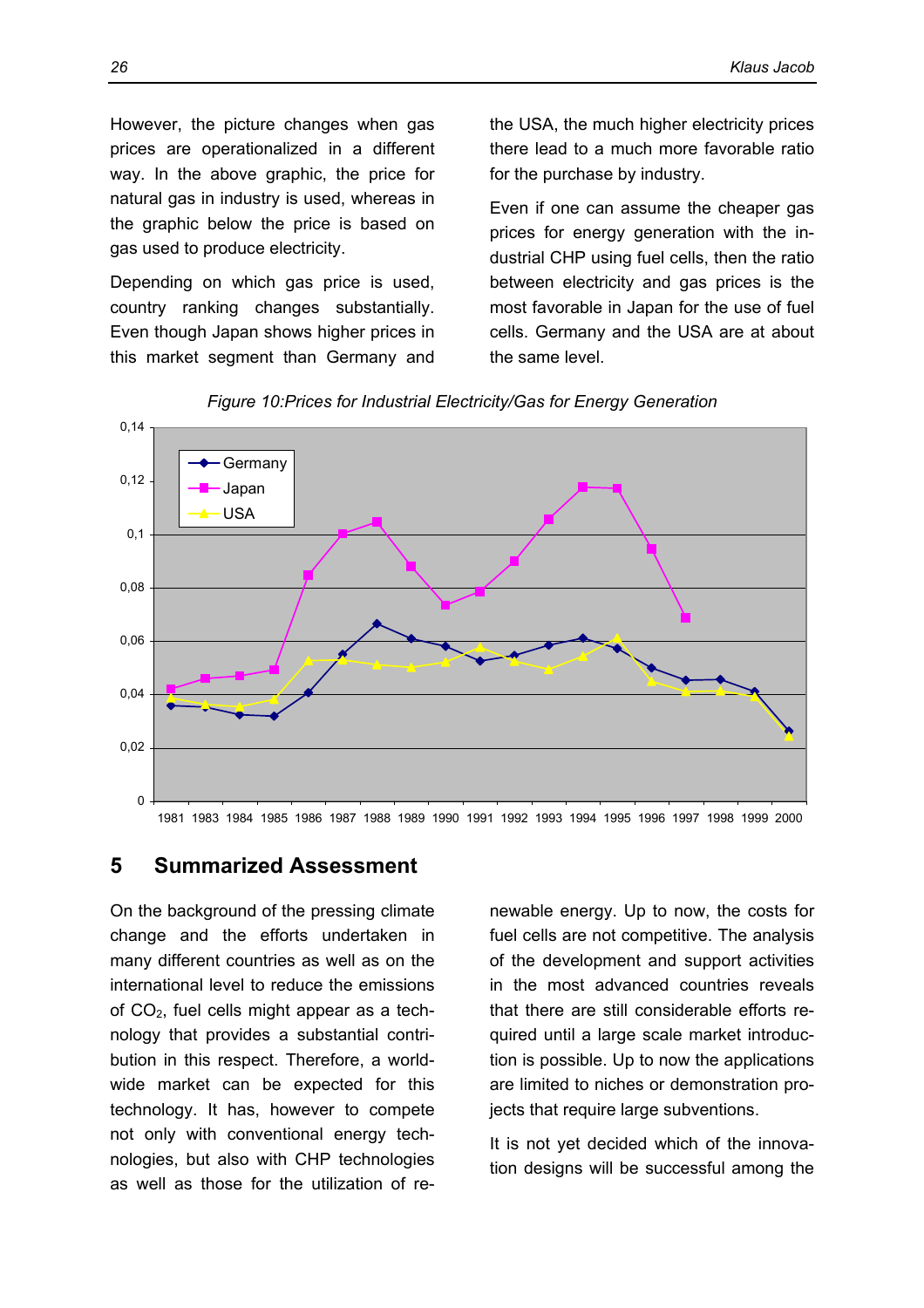However, the picture changes when gas prices are operationalized in a different way. In the above graphic, the price for natural gas in industry is used, whereas in the graphic below the price is based on gas used to produce electricity.

Depending on which gas price is used, country ranking changes substantially. Even though Japan shows higher prices in this market segment than Germany and the USA, the much higher electricity prices there lead to a much more favorable ratio for the purchase by industry.

Even if one can assume the cheaper gas prices for energy generation with the industrial CHP using fuel cells, then the ratio between electricity and gas prices is the most favorable in Japan for the use of fuel cells. Germany and the USA are at about the same level.

*Figure 10:Prices for Industrial Electricity/Gas for Energy Generation*

## 5 Summarized Assessment

On the background of the pressing climate change and the efforts undertaken in many different countries as well as on the international level to reduce the emissions of $CO_2$, fuel cells might appear as a technology that provides a substantial contribution in this respect. Therefore, a worldwide market can be expected for this technology. It has, however to compete not only with conventional energy technologies, but also with CHP technologies as well as those for the utilization of renewable energy. Up to now, the costs for fuel cells are not competitive. The analysis of the development and support activities in the most advanced countries reveals that there are still considerable efforts required until a large scale market introduction is possible. Up to now the applications are limited to niches or demonstration projects that require large subventions.

It is not yet decided which of the innovation designs will be successful among the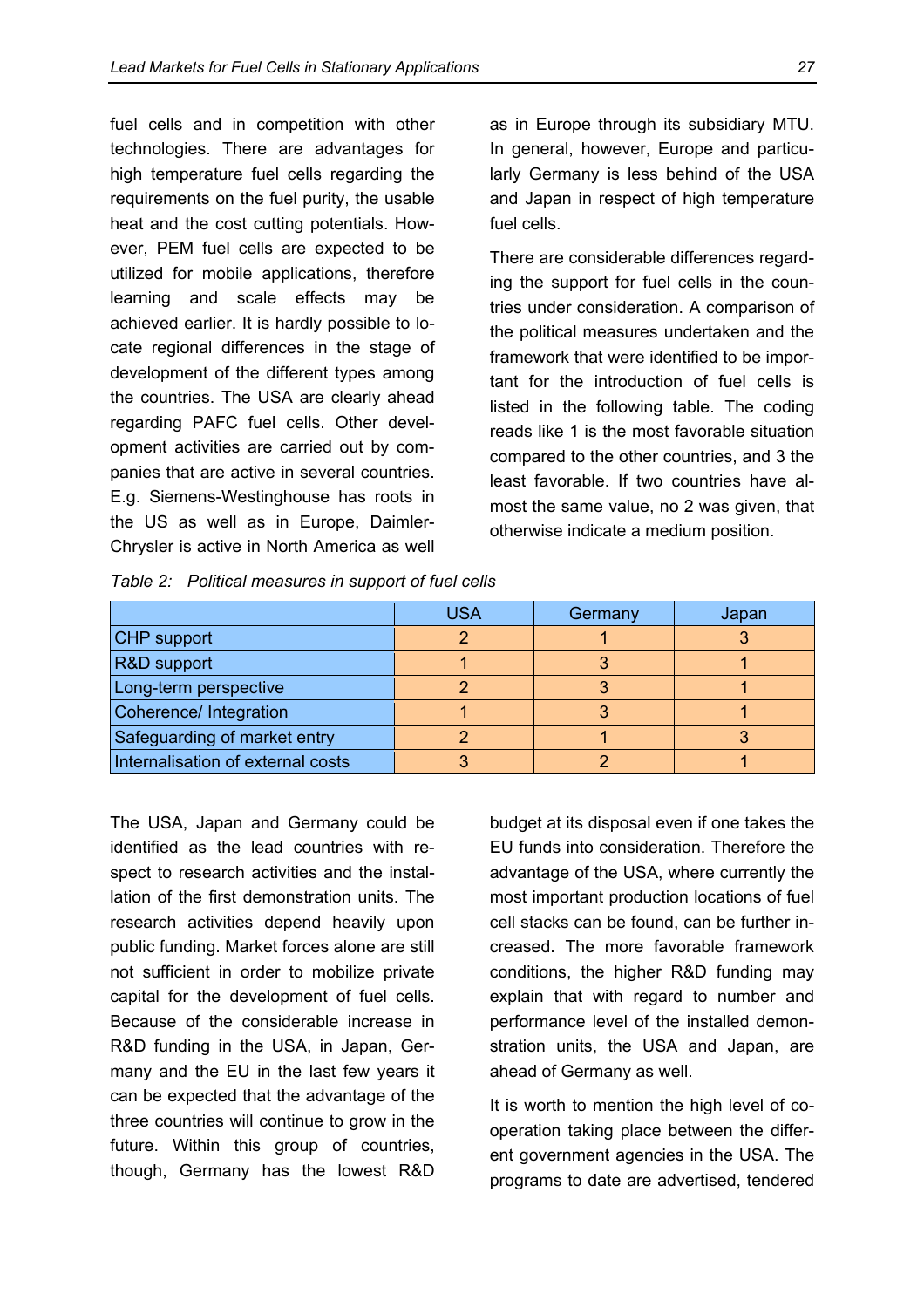fuel cells and in competition with other technologies. There are advantages for high temperature fuel cells regarding the requirements on the fuel purity, the usable heat and the cost cutting potentials. However, PEM fuel cells are expected to be utilized for mobile applications, therefore learning and scale effects may be achieved earlier. It is hardly possible to locate regional differences in the stage of development of the different types among the countries. The USA are clearly ahead regarding PAFC fuel cells. Other development activities are carried out by companies that are active in several countries. E.g. Siemens-Westinghouse has roots in the US as well as in Europe, Daimler-Chrysler is active in North America as well as in Europe through its subsidiary MTU. In general, however, Europe and particularly Germany is less behind of the USA and Japan in respect of high temperature fuel cells.

There are considerable differences regarding the support for fuel cells in the countries under consideration. A comparison of the political measures undertaken and the framework that were identified to be important for the introduction of fuel cells is listed in the following table. The coding reads like 1 is the most favorable situation compared to the other countries, and 3 the least favorable. If two countries have almost the same value, no 2 was given, that otherwise indicate a medium position.

*Table 2: Political measures in support of fuel cells*

| | USA | Germany | Japan |
|---|---|---|---|
| CHP support | 2 | 1 | 3 |
| R&D support | 1 | 3 | 1 |
| Long-term perspective | 2 | 3 | 1 |
| Coherence/ Integration | 1 | 3 | 1 |
| Safeguarding of market entry | 2 | 1 | 3 |
| Internalisation of external costs | 3 | 2 | 1 |

The USA, Japan and Germany could be identified as the lead countries with respect to research activities and the installation of the first demonstration units. The research activities depend heavily upon public funding. Market forces alone are still not sufficient in order to mobilize private capital for the development of fuel cells. Because of the considerable increase in R&D funding in the USA, in Japan, Germany and the EU in the last few years it can be expected that the advantage of the three countries will continue to grow in the future. Within this group of countries, though, Germany has the lowest R&D budget at its disposal even if one takes the EU funds into consideration. Therefore the advantage of the USA, where currently the most important production locations of fuel cell stacks can be found, can be further increased. The more favorable framework conditions, the higher R&D funding may explain that with regard to number and performance level of the installed demonstration units, the USA and Japan, are ahead of Germany as well.

It is worth to mention the high level of cooperation taking place between the different government agencies in the USA. The programs to date are advertised, tendered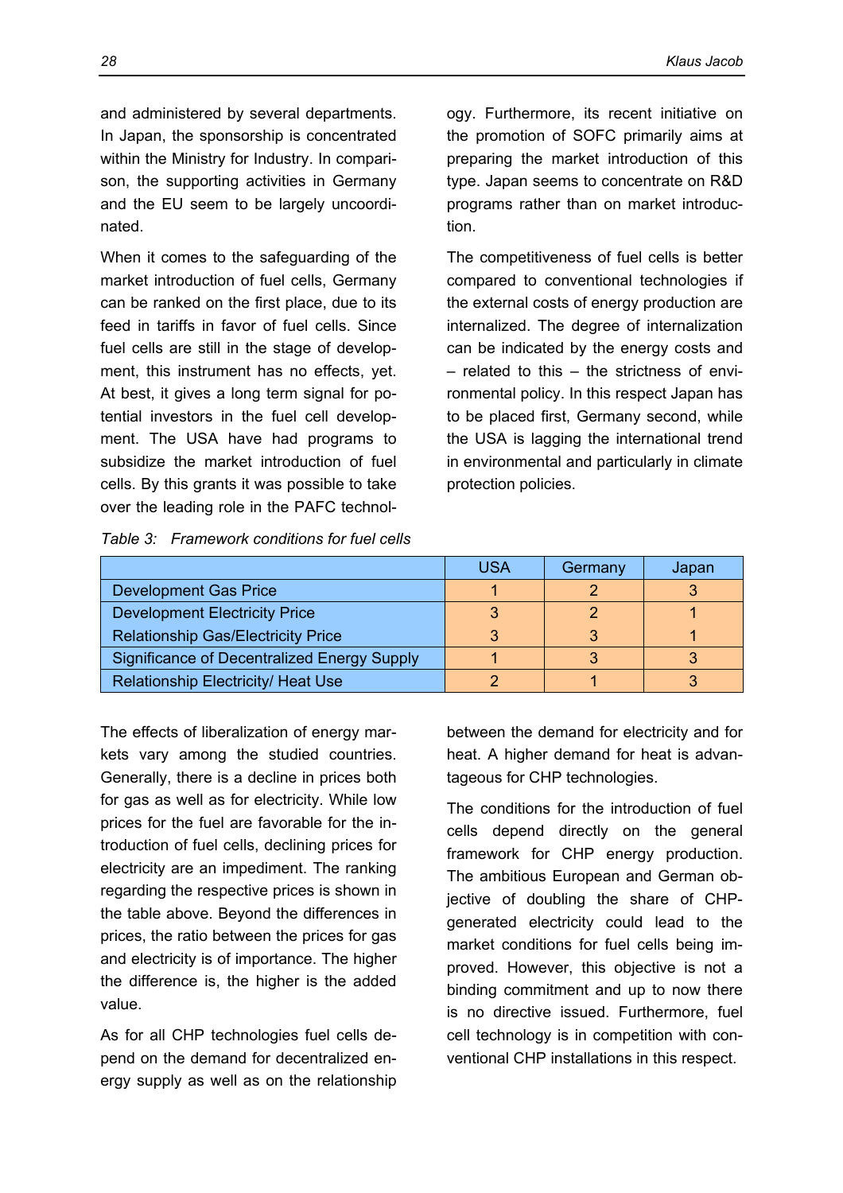and administered by several departments. In Japan, the sponsorship is concentrated within the Ministry for Industry. In comparison, the supporting activities in Germany and the EU seem to be largely uncoordinated.

When it comes to the safeguarding of the market introduction of fuel cells, Germany can be ranked on the first place, due to its feed in tariffs in favor of fuel cells. Since fuel cells are still in the stage of development, this instrument has no effects, yet. At best, it gives a long term signal for potential investors in the fuel cell development. The USA have had programs to subsidize the market introduction of fuel cells. By this grants it was possible to take over the leading role in the PAFC technology. Furthermore, its recent initiative on the promotion of SOFC primarily aims at preparing the market introduction of this type. Japan seems to concentrate on R&D programs rather than on market introduction.

The competitiveness of fuel cells is better compared to conventional technologies if the external costs of energy production are internalized. The degree of internalization can be indicated by the energy costs and – related to this – the strictness of environmental policy. In this respect Japan has to be placed first, Germany second, while the USA is lagging the international trend in environmental and particularly in climate protection policies.

*Table 3: Framework conditions for fuel cells*

| | USA | Germany | Japan |
|---|---|---|---|
| Development Gas Price | 1 | 2 | 3 |
| Development Electricity Price | 3 | 2 | 1 |
| Relationship Gas/Electricity Price | 3 | 3 | 1 |
| Significance of Decentralized Energy Supply | 1 | 3 | 3 |
| Relationship Electricity/ Heat Use | 2 | 1 | 3 |

The effects of liberalization of energy markets vary among the studied countries. Generally, there is a decline in prices both for gas as well as for electricity. While low prices for the fuel are favorable for the introduction of fuel cells, declining prices for electricity are an impediment. The ranking regarding the respective prices is shown in the table above. Beyond the differences in prices, the ratio between the prices for gas and electricity is of importance. The higher the difference is, the higher is the added value.

As for all CHP technologies fuel cells depend on the demand for decentralized energy supply as well as on the relationship between the demand for electricity and for heat. A higher demand for heat is advantageous for CHP technologies.

The conditions for the introduction of fuel cells depend directly on the general framework for CHP energy production. The ambitious European and German objective of doubling the share of CHP-generated electricity could lead to the market conditions for fuel cells being improved. However, this objective is not a binding commitment and up to now there is no directive issued. Furthermore, fuel cell technology is in competition with conventional CHP installations in this respect.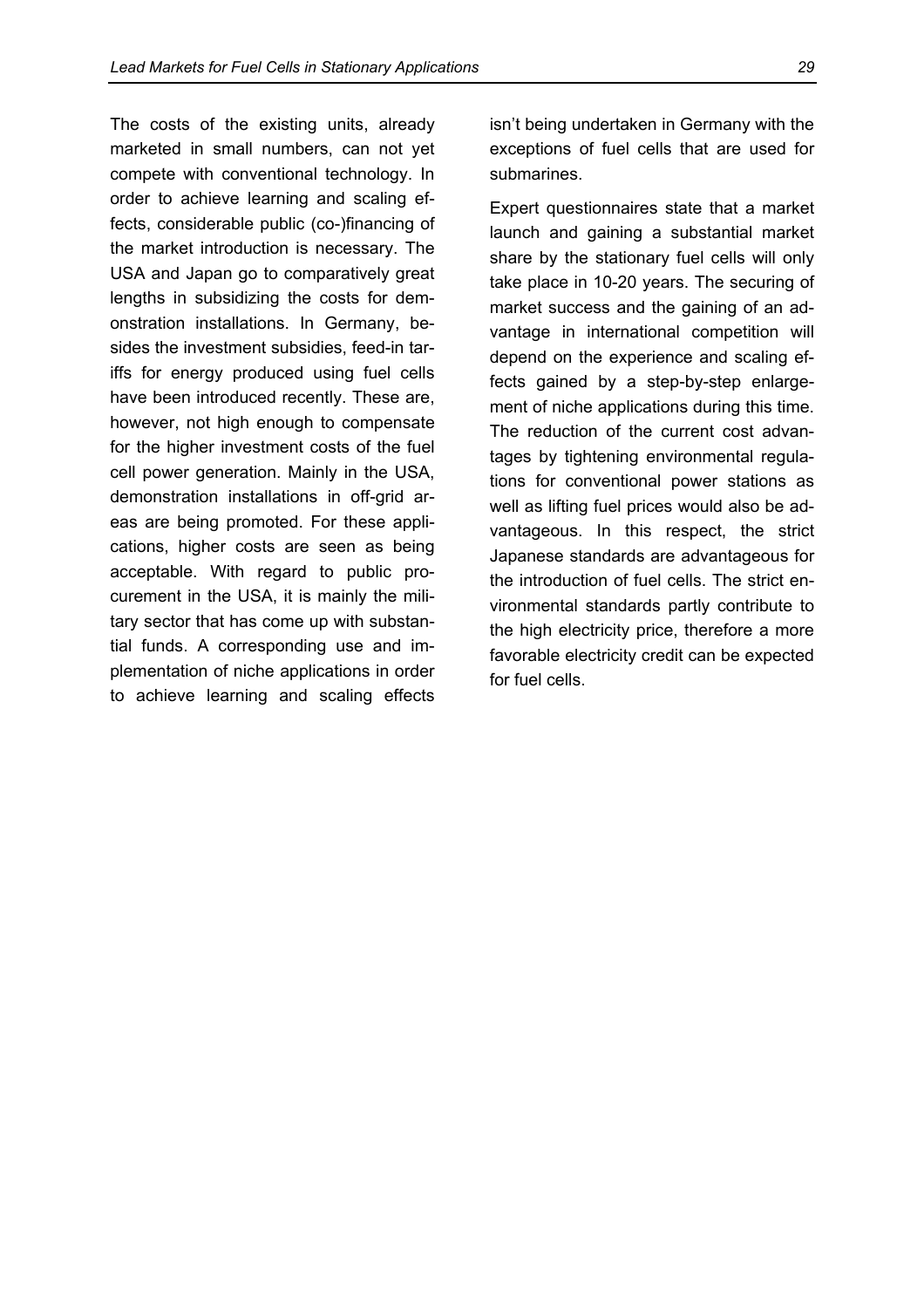The costs of the existing units, already marketed in small numbers, can not yet compete with conventional technology. In order to achieve learning and scaling effects, considerable public (co-)financing of the market introduction is necessary. The USA and Japan go to comparatively great lengths in subsidizing the costs for demonstration installations. In Germany, besides the investment subsidies, feed-in tariffs for energy produced using fuel cells have been introduced recently. These are, however, not high enough to compensate for the higher investment costs of the fuel cell power generation. Mainly in the USA, demonstration installations in off-grid areas are being promoted. For these applications, higher costs are seen as being acceptable. With regard to public procurement in the USA, it is mainly the military sector that has come up with substantial funds. A corresponding use and implementation of niche applications in order to achieve learning and scaling effects isn't being undertaken in Germany with the exceptions of fuel cells that are used for submarines.

Expert questionnaires state that a market launch and gaining a substantial market share by the stationary fuel cells will only take place in 10-20 years. The securing of market success and the gaining of an advantage in international competition will depend on the experience and scaling effects gained by a step-by-step enlargement of niche applications during this time. The reduction of the current cost advantages by tightening environmental regulations for conventional power stations as well as lifting fuel prices would also be advantageous. In this respect, the strict Japanese standards are advantageous for the introduction of fuel cells. The strict environmental standards partly contribute to the high electricity price, therefore a more favorable electricity credit can be expected for fuel cells.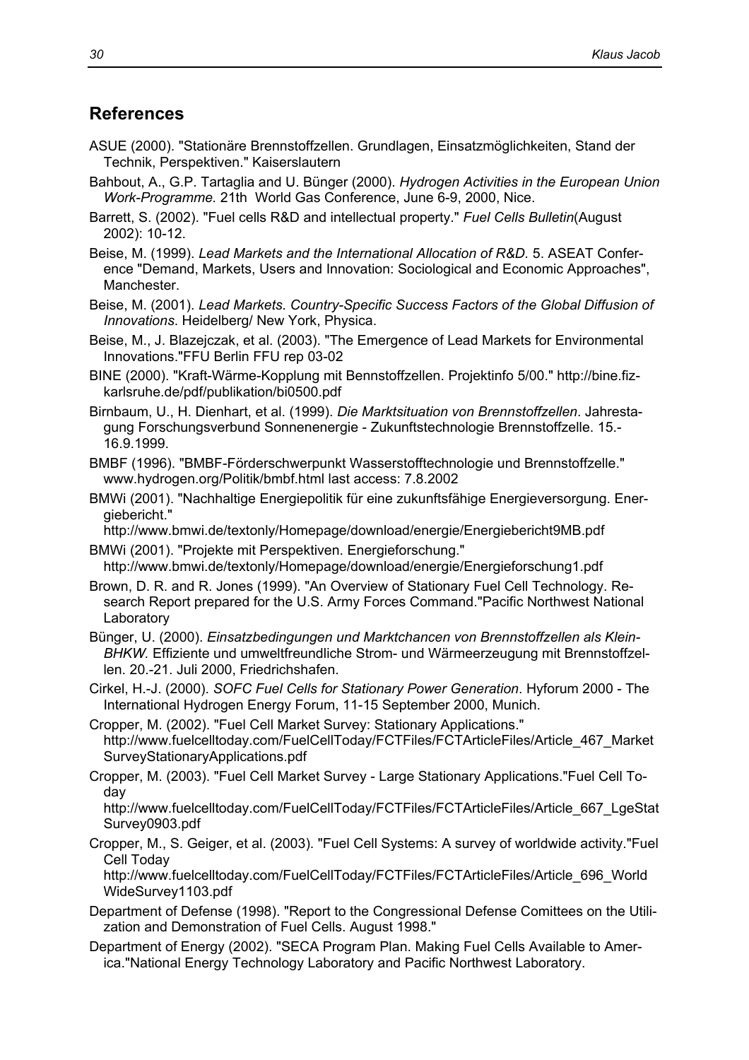## References

ASUE (2000). "Stationäre Brennstoffzellen. Grundlagen, Einsatzmöglichkeiten, Stand der Technik, Perspektiven." Kaiserslautern

Bahbout, A., G.P. Tartaglia and U. Bünger (2000). *Hydrogen Activities in the European Union Work-Programme.* 21th World Gas Conference, June 6-9, 2000, Nice.

Barrett, S. (2002). "Fuel cells R&D and intellectual property." *Fuel Cells Bulletin*(August 2002): 10-12.

Beise, M. (1999). *Lead Markets and the International Allocation of R&D.* 5. ASEAT Conference "Demand, Markets, Users and Innovation: Sociological and Economic Approaches", Manchester.

Beise, M. (2001). *Lead Markets. Country-Specific Success Factors of the Global Diffusion of Innovations*. Heidelberg/ New York, Physica.

Beise, M., J. Blazejczak, et al. (2003). "The Emergence of Lead Markets for Environmental Innovations."FFU Berlin FFU rep 03-02

BINE (2000). "Kraft-Wärme-Kopplung mit Bennstoffzellen. Projektinfo 5/00." http://bine.fiz-karlsruhe.de/pdf/publikation/bi0500.pdf

Birnbaum, U., H. Dienhart, et al. (1999). *Die Marktsituation von Brennstoffzellen*. Jahrestagung Forschungsverbund Sonnenenergie - Zukunftstechnologie Brennstoffzelle. 15.-16.9.1999.

BMBF (1996). "BMBF-Förderschwerpunkt Wasserstofftechnologie und Brennstoffzelle." www.hydrogen.org/Politik/bmbf.html last access: 7.8.2002

BMWi (2001). "Nachhaltige Energiepolitik für eine zukunftsfähige Energieversorgung. Energiebericht." http://www.bmwi.de/textonly/Homepage/download/energie/Energiebericht9MB.pdf

BMWi (2001). "Projekte mit Perspektiven. Energieforschung." http://www.bmwi.de/textonly/Homepage/download/energie/Energieforschung1.pdf

Brown, D. R. and R. Jones (1999). "An Overview of Stationary Fuel Cell Technology. Research Report prepared for the U.S. Army Forces Command."Pacific Northwest National Laboratory

Bünger, U. (2000). *Einsatzbedingungen und Marktchancen von Brennstoffzellen als Klein-BHKW.* Effiziente und umweltfreundliche Strom- und Wärmeerzeugung mit Brennstoffzellen. 20.-21. Juli 2000, Friedrichshafen.

Cirkel, H.-J. (2000). *SOFC Fuel Cells for Stationary Power Generation*. Hyforum 2000 - The International Hydrogen Energy Forum, 11-15 September 2000, Munich.

Cropper, M. (2002). "Fuel Cell Market Survey: Stationary Applications." http://www.fuelcelltoday.com/FuelCellToday/FCTFiles/FCTArticleFiles/Article_467_MarketSurveyStationaryApplications.pdf

Cropper, M. (2003). "Fuel Cell Market Survey - Large Stationary Applications."Fuel Cell Today http://www.fuelcelltoday.com/FuelCellToday/FCTFiles/FCTArticleFiles/Article_667_LgeStatSurvey0903.pdf

Cropper, M., S. Geiger, et al. (2003). "Fuel Cell Systems: A survey of worldwide activity."Fuel Cell Today http://www.fuelcelltoday.com/FuelCellToday/FCTFiles/FCTArticleFiles/Article_696_WorldWideSurvey1103.pdf

Department of Defense (1998). "Report to the Congressional Defense Comittees on the Utilization and Demonstration of Fuel Cells. August 1998."

Department of Energy (2002). "SECA Program Plan. Making Fuel Cells Available to America."National Energy Technology Laboratory and Pacific Northwest Laboratory.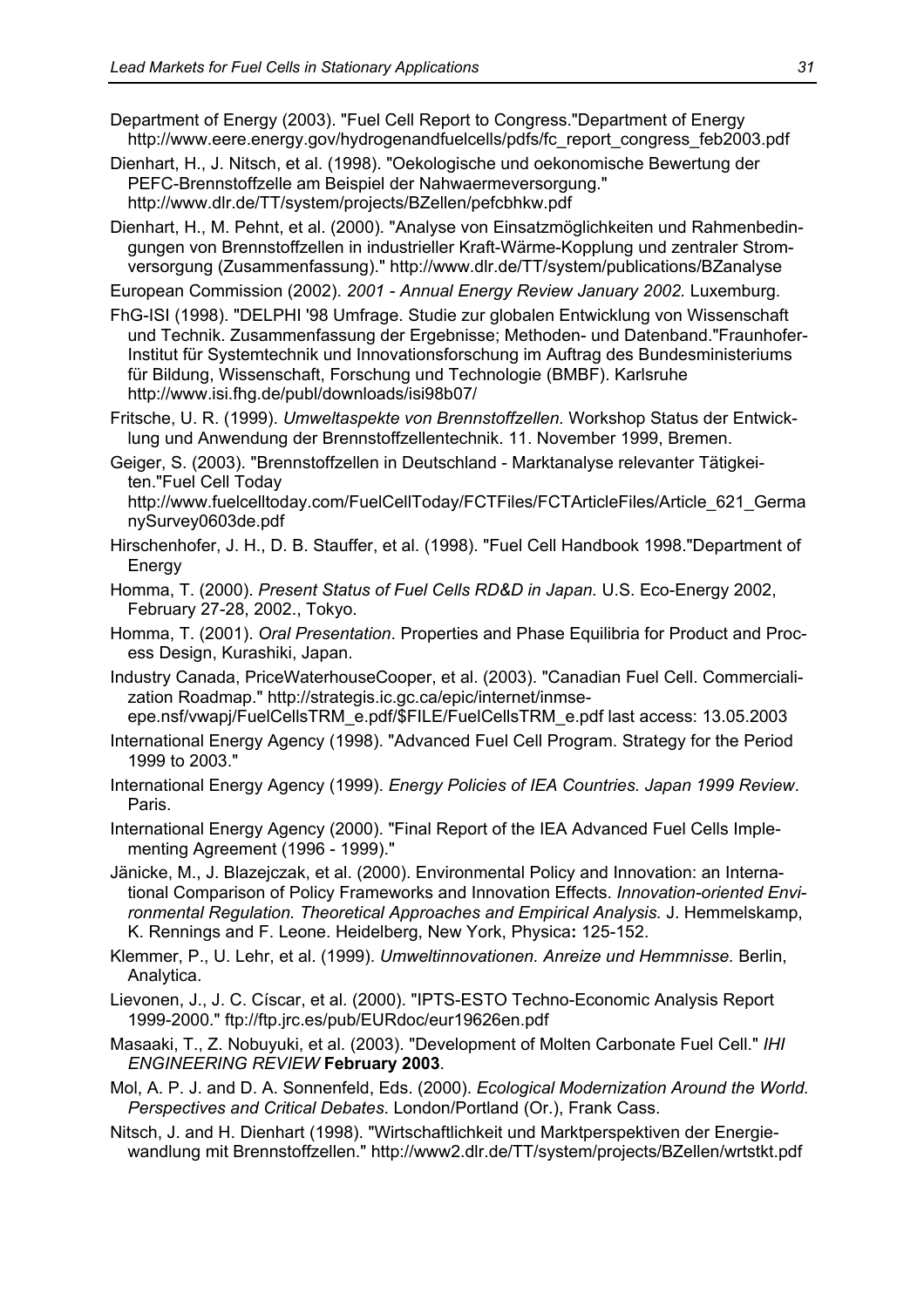Department of Energy (2003). "Fuel Cell Report to Congress."Department of Energy http://www.eere.energy.gov/hydrogenandfuelcells/pdfs/fc_report_congress_feb2003.pdf

Dienhart, H., J. Nitsch, et al. (1998). "Oekologische und oekonomische Bewertung der PEFC-Brennstoffzelle am Beispiel der Nahwaermeversorgung." http://www.dlr.de/TT/system/projects/BZellen/pefcbhkw.pdf

Dienhart, H., M. Pehnt, et al. (2000). "Analyse von Einsatzmöglichkeiten und Rahmenbedingungen von Brennstoffzellen in industrieller Kraft-Wärme-Kopplung und zentraler Stromversorgung (Zusammenfassung)." http://www.dlr.de/TT/system/publications/BZanalyse

European Commission (2002). *2001 - Annual Energy Review January 2002.* Luxemburg.

FhG-ISI (1998). "DELPHI '98 Umfrage. Studie zur globalen Entwicklung von Wissenschaft und Technik. Zusammenfassung der Ergebnisse; Methoden- und Datenband."Fraunhofer-Institut für Systemtechnik und Innovationsforschung im Auftrag des Bundesministeriums für Bildung, Wissenschaft, Forschung und Technologie (BMBF). Karlsruhe http://www.isi.fhg.de/publ/downloads/isi98b07/

Fritsche, U. R. (1999). *Umweltaspekte von Brennstoffzellen.* Workshop Status der Entwicklung und Anwendung der Brennstoffzellentechnik. 11. November 1999, Bremen.

Geiger, S. (2003). "Brennstoffzellen in Deutschland - Marktanalyse relevanter Tätigkeiten."Fuel Cell Today http://www.fuelcelltoday.com/FuelCellToday/FCTFiles/FCTArticleFiles/Article_621_GermanySurvey0603de.pdf

Hirschenhofer, J. H., D. B. Stauffer, et al. (1998). "Fuel Cell Handbook 1998."Department of Energy

Homma, T. (2000). *Present Status of Fuel Cells RD&D in Japan.* U.S. Eco-Energy 2002, February 27-28, 2002., Tokyo.

Homma, T. (2001). *Oral Presentation*. Properties and Phase Equilibria for Product and Process Design, Kurashiki, Japan.

Industry Canada, PriceWaterhouseCooper, et al. (2003). "Canadian Fuel Cell. Commercialization Roadmap." http://strategis.ic.gc.ca/epic/internet/inmse-epe.nsf/vwapj/FuelCellsTRM_e.pdf/$FILE/FuelCellsTRM_e.pdf last access: 13.05.2003

International Energy Agency (1998). "Advanced Fuel Cell Program. Strategy for the Period 1999 to 2003."

International Energy Agency (1999). *Energy Policies of IEA Countries. Japan 1999 Review*. Paris.

International Energy Agency (2000). "Final Report of the IEA Advanced Fuel Cells Implementing Agreement (1996 - 1999)."

Jänicke, M., J. Blazejczak, et al. (2000). Environmental Policy and Innovation: an International Comparison of Policy Frameworks and Innovation Effects. *Innovation-oriented Environmental Regulation. Theoretical Approaches and Empirical Analysis.* J. Hemmelskamp, K. Rennings and F. Leone. Heidelberg, New York, Physica**:** 125-152.

Klemmer, P., U. Lehr, et al. (1999). *Umweltinnovationen. Anreize und Hemmnisse.* Berlin, Analytica.

Lievonen, J., J. C. Císcar, et al. (2000). "IPTS-ESTO Techno-Economic Analysis Report 1999-2000." ftp://ftp.jrc.es/pub/EURdoc/eur19626en.pdf

Masaaki, T., Z. Nobuyuki, et al. (2003). "Development of Molten Carbonate Fuel Cell." *IHI ENGINEERING REVIEW* **February 2003**.

Mol, A. P. J. and D. A. Sonnenfeld, Eds. (2000). *Ecological Modernization Around the World. Perspectives and Critical Debates*. London/Portland (Or.), Frank Cass.

Nitsch, J. and H. Dienhart (1998). "Wirtschaftlichkeit und Marktperspektiven der Energiewandlung mit Brennstoffzellen." http://www2.dlr.de/TT/system/projects/BZellen/wrtstkt.pdf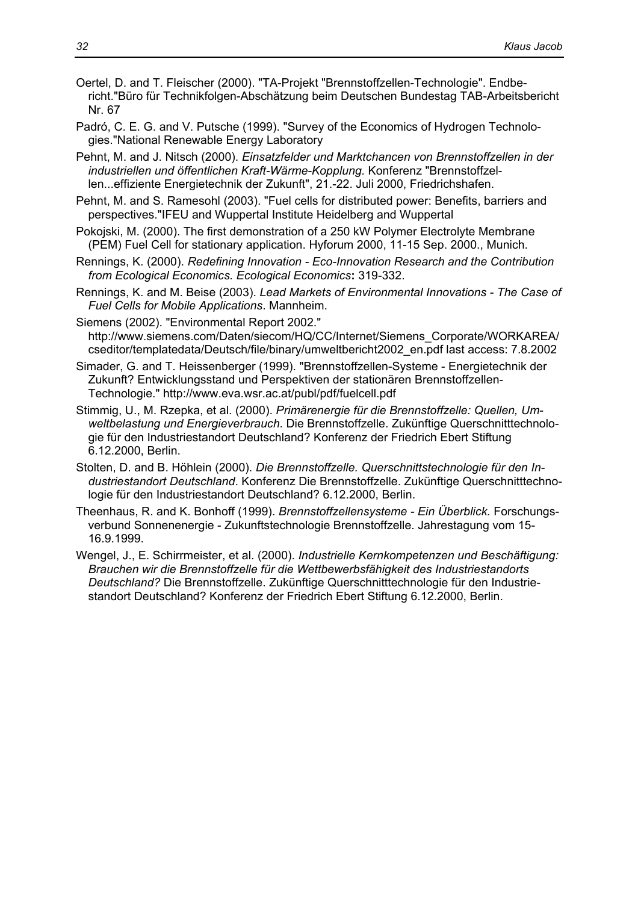Oertel, D. and T. Fleischer (2000). "TA-Projekt "Brennstoffzellen-Technologie". Endbericht."Büro für Technikfolgen-Abschätzung beim Deutschen Bundestag TAB-Arbeitsbericht Nr. 67

Padró, C. E. G. and V. Putsche (1999). "Survey of the Economics of Hydrogen Technologies."National Renewable Energy Laboratory

Pehnt, M. and J. Nitsch (2000). *Einsatzfelder und Marktchancen von Brennstoffzellen in der industriellen und öffentlichen Kraft-Wärme-Kopplung.* Konferenz "Brennstoffzellen...effiziente Energietechnik der Zukunft", 21.-22. Juli 2000, Friedrichshafen.

Pehnt, M. and S. Ramesohl (2003). "Fuel cells for distributed power: Benefits, barriers and perspectives."IFEU and Wuppertal Institute Heidelberg and Wuppertal

Pokojski, M. (2000). The first demonstration of a 250 kW Polymer Electrolyte Membrane (PEM) Fuel Cell for stationary application. Hyforum 2000, 11-15 Sep. 2000., Munich.

Rennings, K. (2000). *Redefining Innovation - Eco-Innovation Research and the Contribution from Ecological Economics. Ecological Economics*: 319-332.

Rennings, K. and M. Beise (2003). *Lead Markets of Environmental Innovations - The Case of Fuel Cells for Mobile Applications*. Mannheim.

Siemens (2002). "Environmental Report 2002." http://www.siemens.com/Daten/siecom/HQ/CC/Internet/Siemens_Corporate/WORKAREA/cseditor/templatedata/Deutsch/file/binary/umweltbericht2002_en.pdf last access: 7.8.2002

Simader, G. and T. Heissenberger (1999). "Brennstoffzellen-Systeme - Energietechnik der Zukunft? Entwicklungsstand und Perspektiven der stationären Brennstoffzellen-Technologie." http://www.eva.wsr.ac.at/publ/pdf/fuelcell.pdf

Stimmig, U., M. Rzepka, et al. (2000). *Primärenergie für die Brennstoffzelle: Quellen, Umweltbelastung und Energieverbrauch*. Die Brennstoffzelle. Zukünftige Querschnitttechnologie für den Industriestandort Deutschland? Konferenz der Friedrich Ebert Stiftung 6.12.2000, Berlin.

Stolten, D. and B. Höhlein (2000). *Die Brennstoffzelle. Querschnittstechnologie für den Industriestandort Deutschland*. Konferenz Die Brennstoffzelle. Zukünftige Querschnitttechnologie für den Industriestandort Deutschland? 6.12.2000, Berlin.

Theenhaus, R. and K. Bonhoff (1999). *Brennstoffzellensysteme - Ein Überblick.* Forschungsverbund Sonnenenergie - Zukunftstechnologie Brennstoffzelle. Jahrestagung vom 15-16.9.1999.

Wengel, J., E. Schirrmeister, et al. (2000). *Industrielle Kernkompetenzen und Beschäftigung: Brauchen wir die Brennstoffzelle für die Wettbewerbsfähigkeit des Industriestandorts Deutschland?* Die Brennstoffzelle. Zukünftige Querschnitttechnologie für den Industriestandort Deutschland? Konferenz der Friedrich Ebert Stiftung 6.12.2000, Berlin.